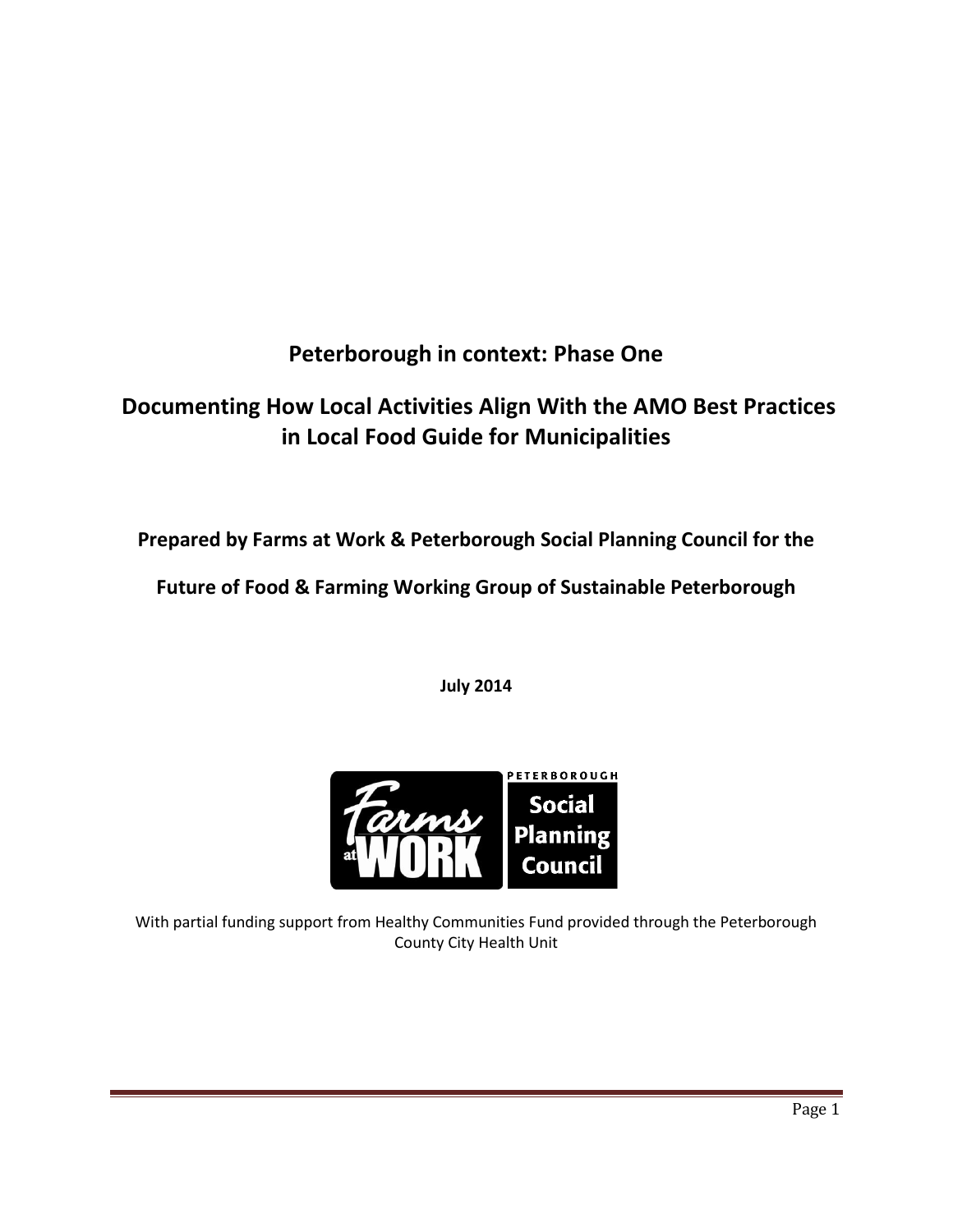# Peterborough in context: Phase One

## Documenting How Local Activities Align With the AMO Best Practices in Local Food Guide for Municipalities

**Prepared by Farms at Work & Peterborough Social Planning Council for the**

**Future of Food & Farming Working Group of Sustainable Peterborough**

**July 2014**

With partial funding support from Healthy Communities Fund provided through the Peterborough County City Health Unit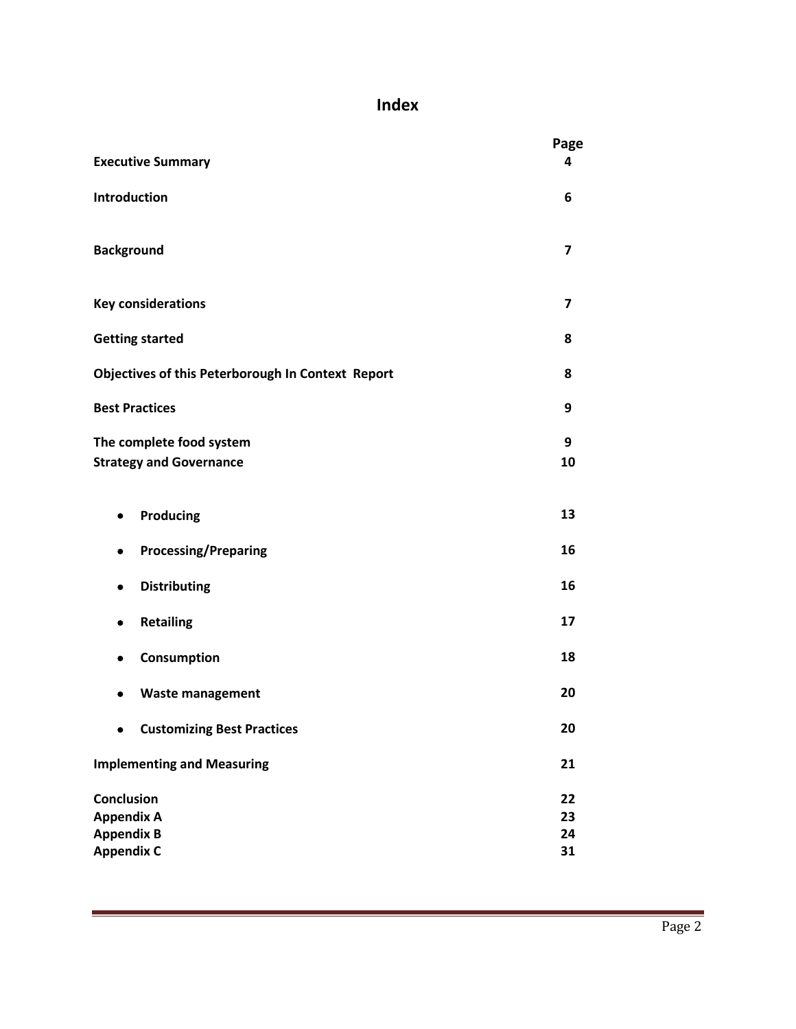# Index

| | Page |
|---|---|
| **Executive Summary** | **4** |
| **Introduction** | **6** |
| **Background** | **7** |
| **Key considerations** | **7** |
| **Getting started** | **8** |
| **Objectives of this Peterborough In Context Report** | **8** |
| **Best Practices** | **9** |
| **The complete food system** | **9** |
| **Strategy and Governance** | **10** |
| • **Producing** | **13** |
| • **Processing/Preparing** | **16** |
| • **Distributing** | **16** |
| • **Retailing** | **17** |
| • **Consumption** | **18** |
| • **Waste management** | **20** |
| • **Customizing Best Practices** | **20** |
| **Implementing and Measuring** | **21** |
| **Conclusion** | **22** |
| **Appendix A** | **23** |
| **Appendix B** | **24** |
| **Appendix C** | **31** |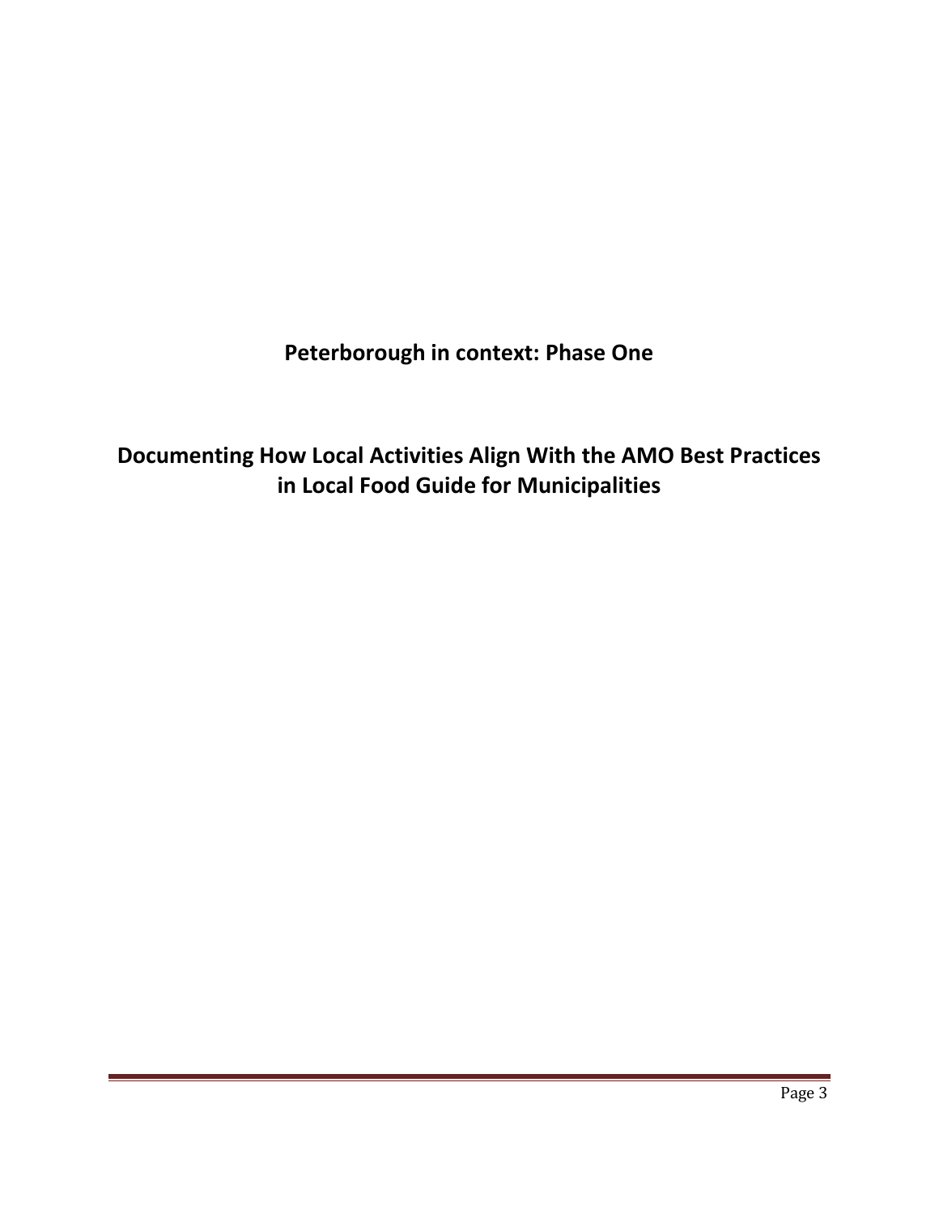# Peterborough in context: Phase One

## Documenting How Local Activities Align With the AMO Best Practices in Local Food Guide for Municipalities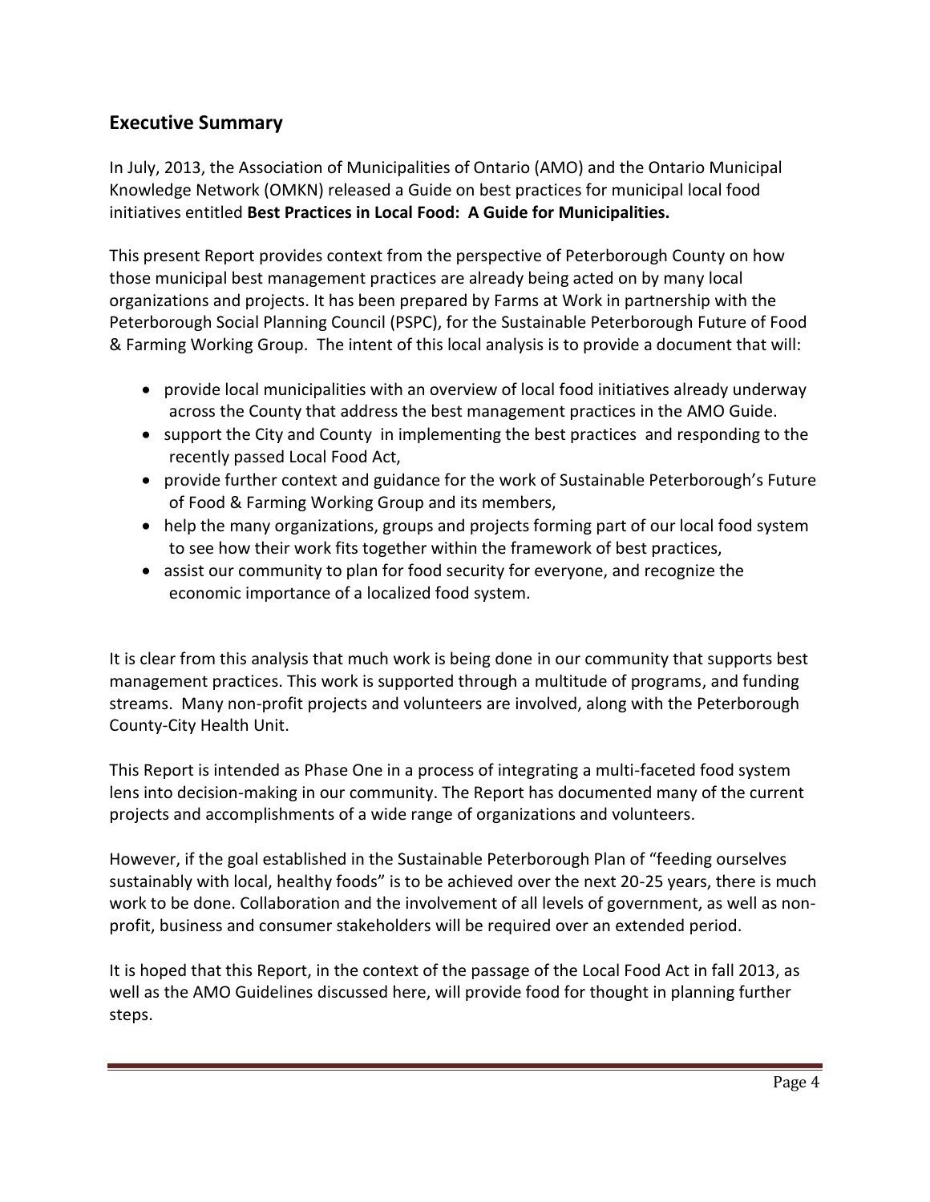## Executive Summary

In July, 2013, the Association of Municipalities of Ontario (AMO) and the Ontario Municipal Knowledge Network (OMKN) released a Guide on best practices for municipal local food initiatives entitled **Best Practices in Local Food: A Guide for Municipalities.**

This present Report provides context from the perspective of Peterborough County on how those municipal best management practices are already being acted on by many local organizations and projects. It has been prepared by Farms at Work in partnership with the Peterborough Social Planning Council (PSPC), for the Sustainable Peterborough Future of Food & Farming Working Group. The intent of this local analysis is to provide a document that will:

- provide local municipalities with an overview of local food initiatives already underway across the County that address the best management practices in the AMO Guide.
- support the City and County in implementing the best practices and responding to the recently passed Local Food Act,
- provide further context and guidance for the work of Sustainable Peterborough's Future of Food & Farming Working Group and its members,
- help the many organizations, groups and projects forming part of our local food system to see how their work fits together within the framework of best practices,
- assist our community to plan for food security for everyone, and recognize the economic importance of a localized food system.

It is clear from this analysis that much work is being done in our community that supports best management practices. This work is supported through a multitude of programs, and funding streams. Many non-profit projects and volunteers are involved, along with the Peterborough County-City Health Unit.

This Report is intended as Phase One in a process of integrating a multi-faceted food system lens into decision-making in our community. The Report has documented many of the current projects and accomplishments of a wide range of organizations and volunteers.

However, if the goal established in the Sustainable Peterborough Plan of "feeding ourselves sustainably with local, healthy foods" is to be achieved over the next 20-25 years, there is much work to be done. Collaboration and the involvement of all levels of government, as well as non-profit, business and consumer stakeholders will be required over an extended period.

It is hoped that this Report, in the context of the passage of the Local Food Act in fall 2013, as well as the AMO Guidelines discussed here, will provide food for thought in planning further steps.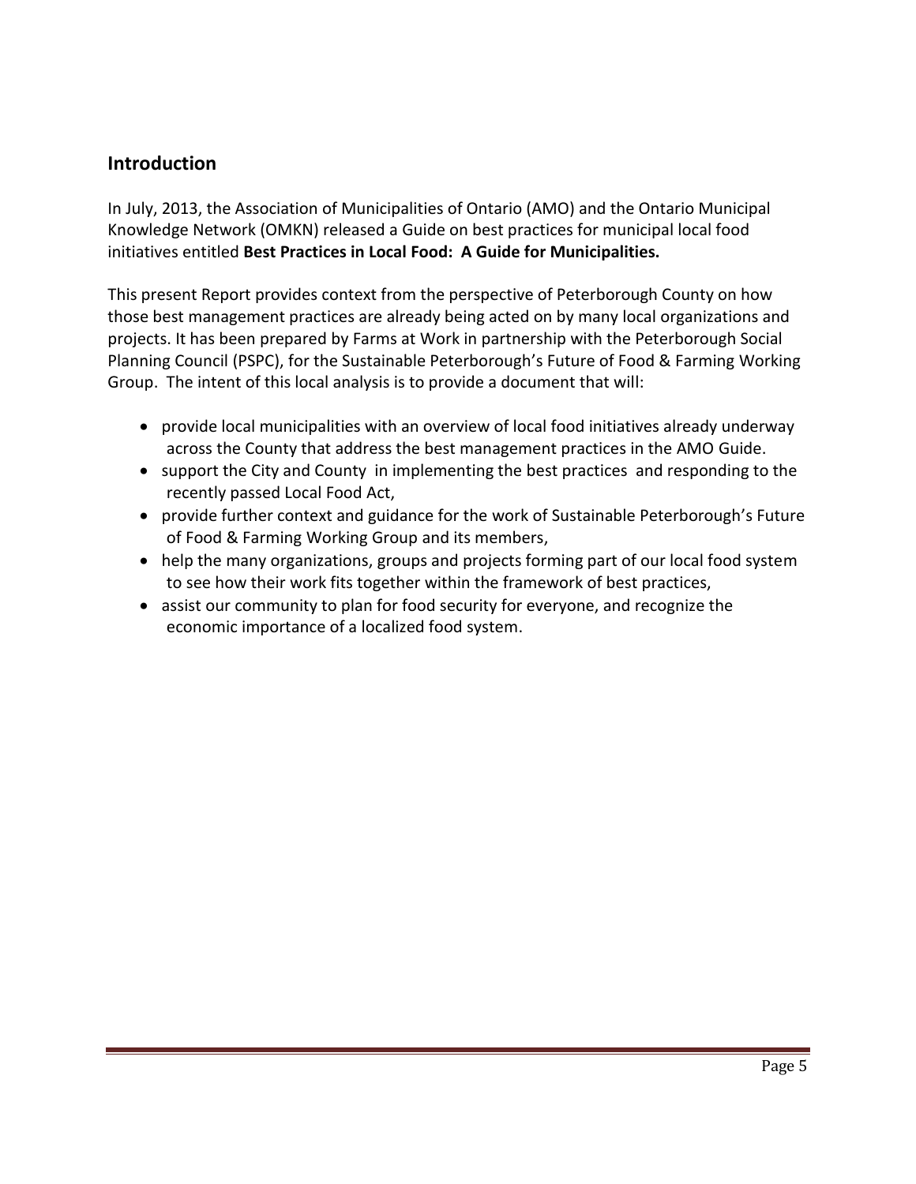## Introduction

In July, 2013, the Association of Municipalities of Ontario (AMO) and the Ontario Municipal Knowledge Network (OMKN) released a Guide on best practices for municipal local food initiatives entitled **Best Practices in Local Food: A Guide for Municipalities.**

This present Report provides context from the perspective of Peterborough County on how those best management practices are already being acted on by many local organizations and projects. It has been prepared by Farms at Work in partnership with the Peterborough Social Planning Council (PSPC), for the Sustainable Peterborough's Future of Food & Farming Working Group. The intent of this local analysis is to provide a document that will:

- provide local municipalities with an overview of local food initiatives already underway across the County that address the best management practices in the AMO Guide.
- support the City and County in implementing the best practices and responding to the recently passed Local Food Act,
- provide further context and guidance for the work of Sustainable Peterborough's Future of Food & Farming Working Group and its members,
- help the many organizations, groups and projects forming part of our local food system to see how their work fits together within the framework of best practices,
- assist our community to plan for food security for everyone, and recognize the economic importance of a localized food system.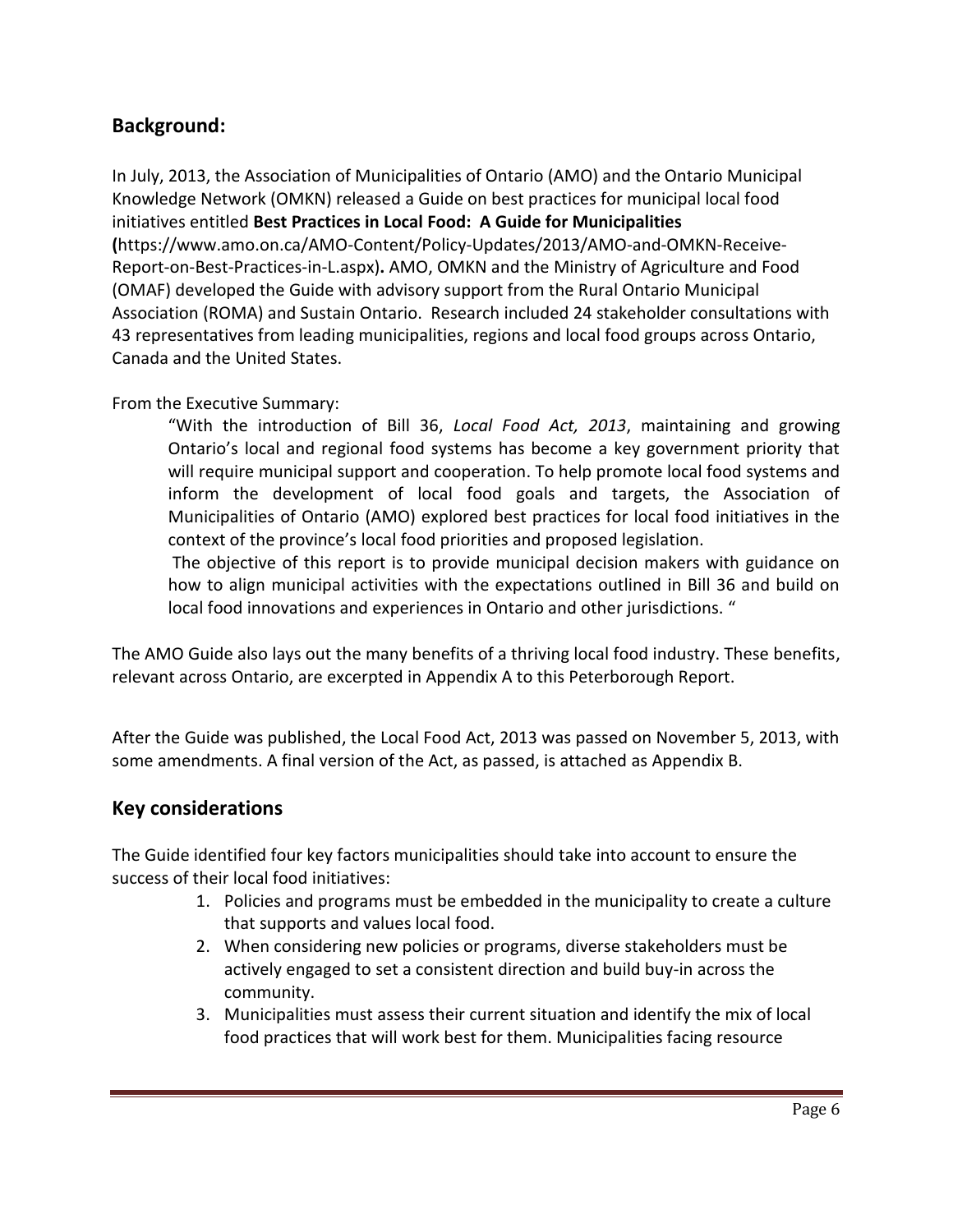## Background:

In July, 2013, the Association of Municipalities of Ontario (AMO) and the Ontario Municipal Knowledge Network (OMKN) released a Guide on best practices for municipal local food initiatives entitled **Best Practices in Local Food: A Guide for Municipalities (**https://www.amo.on.ca/AMO-Content/Policy-Updates/2013/AMO-and-OMKN-Receive-Report-on-Best-Practices-in-L.aspx)**.** AMO, OMKN and the Ministry of Agriculture and Food (OMAF) developed the Guide with advisory support from the Rural Ontario Municipal Association (ROMA) and Sustain Ontario. Research included 24 stakeholder consultations with 43 representatives from leading municipalities, regions and local food groups across Ontario, Canada and the United States.

From the Executive Summary:

> "With the introduction of Bill 36, *Local Food Act, 2013*, maintaining and growing Ontario's local and regional food systems has become a key government priority that will require municipal support and cooperation. To help promote local food systems and inform the development of local food goals and targets, the Association of Municipalities of Ontario (AMO) explored best practices for local food initiatives in the context of the province's local food priorities and proposed legislation.
>
> The objective of this report is to provide municipal decision makers with guidance on how to align municipal activities with the expectations outlined in Bill 36 and build on local food innovations and experiences in Ontario and other jurisdictions. "

The AMO Guide also lays out the many benefits of a thriving local food industry. These benefits, relevant across Ontario, are excerpted in Appendix A to this Peterborough Report.

After the Guide was published, the Local Food Act, 2013 was passed on November 5, 2013, with some amendments. A final version of the Act, as passed, is attached as Appendix B.

## Key considerations

The Guide identified four key factors municipalities should take into account to ensure the success of their local food initiatives:

1. Policies and programs must be embedded in the municipality to create a culture that supports and values local food.
2. When considering new policies or programs, diverse stakeholders must be actively engaged to set a consistent direction and build buy-in across the community.
3. Municipalities must assess their current situation and identify the mix of local food practices that will work best for them. Municipalities facing resource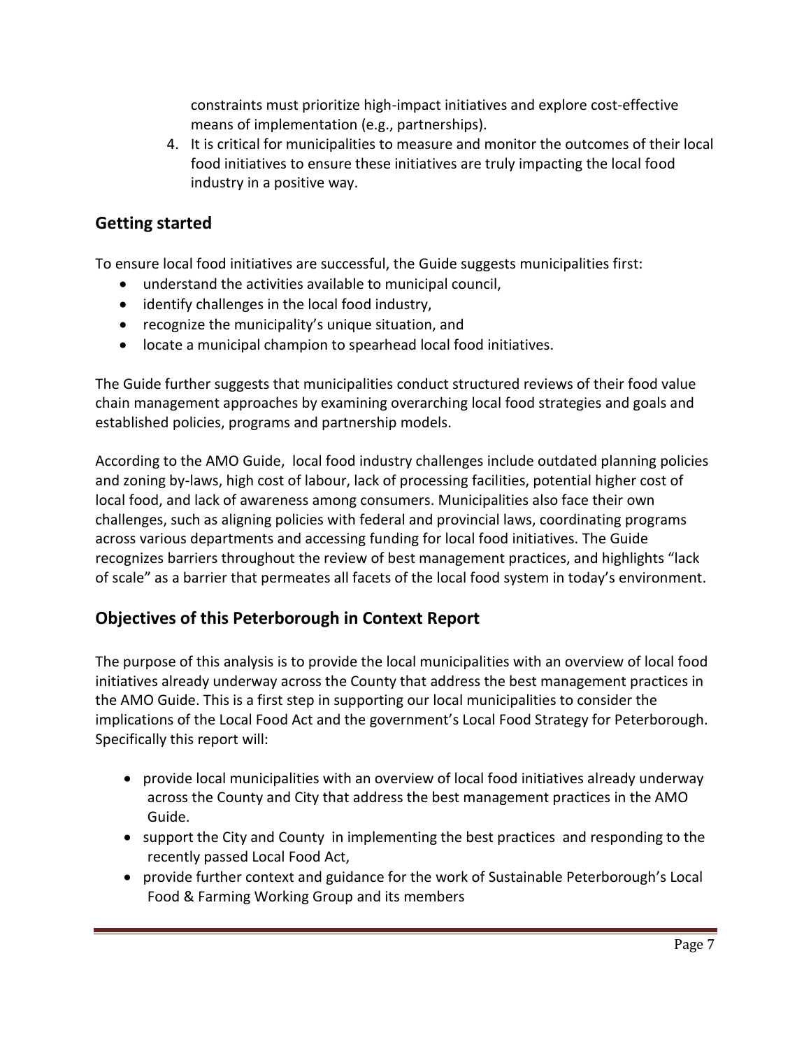constraints must prioritize high-impact initiatives and explore cost-effective means of implementation (e.g., partnerships).

4. It is critical for municipalities to measure and monitor the outcomes of their local food initiatives to ensure these initiatives are truly impacting the local food industry in a positive way.

## Getting started

To ensure local food initiatives are successful, the Guide suggests municipalities first:

- understand the activities available to municipal council,
- identify challenges in the local food industry,
- recognize the municipality's unique situation, and
- locate a municipal champion to spearhead local food initiatives.

The Guide further suggests that municipalities conduct structured reviews of their food value chain management approaches by examining overarching local food strategies and goals and established policies, programs and partnership models.

According to the AMO Guide, local food industry challenges include outdated planning policies and zoning by-laws, high cost of labour, lack of processing facilities, potential higher cost of local food, and lack of awareness among consumers. Municipalities also face their own challenges, such as aligning policies with federal and provincial laws, coordinating programs across various departments and accessing funding for local food initiatives. The Guide recognizes barriers throughout the review of best management practices, and highlights "lack of scale" as a barrier that permeates all facets of the local food system in today's environment.

## Objectives of this Peterborough in Context Report

The purpose of this analysis is to provide the local municipalities with an overview of local food initiatives already underway across the County that address the best management practices in the AMO Guide. This is a first step in supporting our local municipalities to consider the implications of the Local Food Act and the government's Local Food Strategy for Peterborough. Specifically this report will:

- provide local municipalities with an overview of local food initiatives already underway across the County and City that address the best management practices in the AMO Guide.
- support the City and County in implementing the best practices and responding to the recently passed Local Food Act,
- provide further context and guidance for the work of Sustainable Peterborough's Local Food & Farming Working Group and its members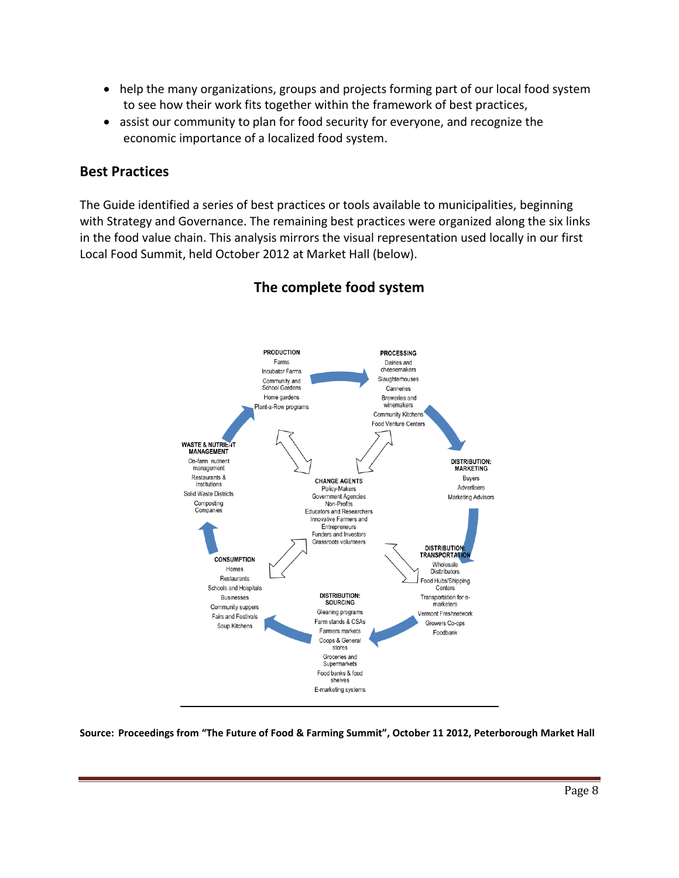- help the many organizations, groups and projects forming part of our local food system to see how their work fits together within the framework of best practices,
- assist our community to plan for food security for everyone, and recognize the economic importance of a localized food system.

## Best Practices

The Guide identified a series of best practices or tools available to municipalities, beginning with Strategy and Governance. The remaining best practices were organized along the six links in the food value chain. This analysis mirrors the visual representation used locally in our first Local Food Summit, held October 2012 at Market Hall (below).

### The complete food system

**PRODUCTION**
Farms
Incubator Farms
Community and School Gardens
Home gardens
Plant-a-Row programs

**PROCESSING**
Dairies and cheesemakers
Slaughterhouses
Canneries
Breweries and winemakers
Community Kitchens
Food Venture Centers

**DISTRIBUTION: MARKETING**
Buyers
Advertisers
Marketing Advisors

**DISTRIBUTION: TRANSPORTATION**
Wholesale Distributors
Food Hubs/Shipping Centers
Transportation for e-marketers
Vermont Freshnetwork
Growers Co-ops
Foodbank

**DISTRIBUTION: SOURCING**
Gleaning programs
Farm stands & CSAs
Farmers markets
Coops & General stores
Groceries and Supermarkets
Food banks & food shelves
E-marketing systems

**CONSUMPTION**
Homes
Restaurants
Schools and Hospitals
Businesses
Community suppers
Fairs and Festivals
Soup Kitchens

**WASTE & NUTRIENT MANAGEMENT**
On-farm nutrient management
Restaurants & Institutions
Solid Waste Districts
Composting Companies

**CHANGE AGENTS**
Policy-Makers
Government Agencies
Non-Profits
Educators and Researchers
Innovative Farmers and Entrepreneurs
Funders and Investors
Grassroots volunteers

**Source: Proceedings from "The Future of Food & Farming Summit", October 11 2012, Peterborough Market Hall**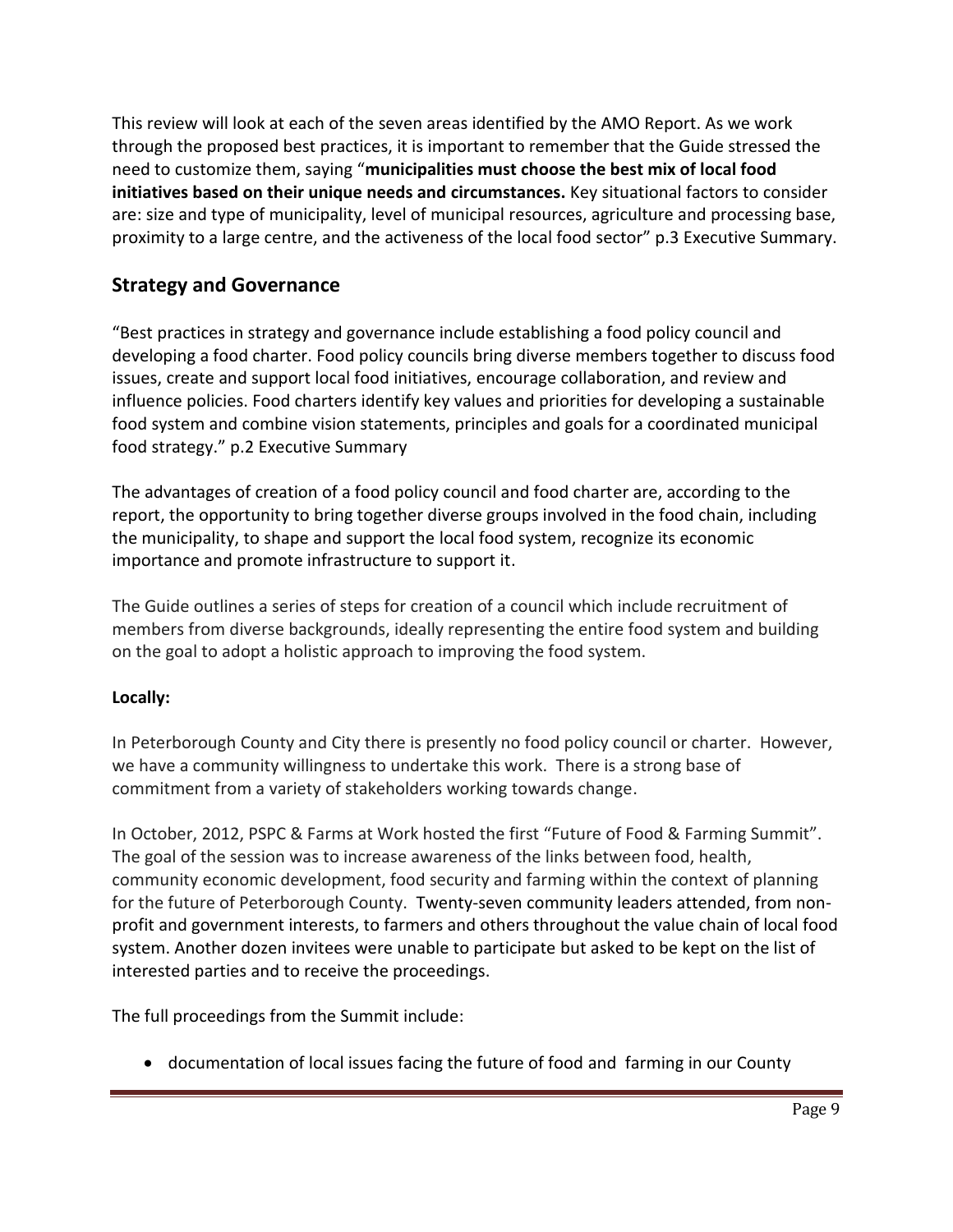This review will look at each of the seven areas identified by the AMO Report. As we work through the proposed best practices, it is important to remember that the Guide stressed the need to customize them, saying "**municipalities must choose the best mix of local food initiatives based on their unique needs and circumstances.** Key situational factors to consider are: size and type of municipality, level of municipal resources, agriculture and processing base, proximity to a large centre, and the activeness of the local food sector" p.3 Executive Summary.

## Strategy and Governance

"Best practices in strategy and governance include establishing a food policy council and developing a food charter. Food policy councils bring diverse members together to discuss food issues, create and support local food initiatives, encourage collaboration, and review and influence policies. Food charters identify key values and priorities for developing a sustainable food system and combine vision statements, principles and goals for a coordinated municipal food strategy." p.2 Executive Summary

The advantages of creation of a food policy council and food charter are, according to the report, the opportunity to bring together diverse groups involved in the food chain, including the municipality, to shape and support the local food system, recognize its economic importance and promote infrastructure to support it.

The Guide outlines a series of steps for creation of a council which include recruitment of members from diverse backgrounds, ideally representing the entire food system and building on the goal to adopt a holistic approach to improving the food system.

**Locally:**

In Peterborough County and City there is presently no food policy council or charter. However, we have a community willingness to undertake this work. There is a strong base of commitment from a variety of stakeholders working towards change.

In October, 2012, PSPC & Farms at Work hosted the first "Future of Food & Farming Summit". The goal of the session was to increase awareness of the links between food, health, community economic development, food security and farming within the context of planning for the future of Peterborough County. Twenty-seven community leaders attended, from non-profit and government interests, to farmers and others throughout the value chain of local food system. Another dozen invitees were unable to participate but asked to be kept on the list of interested parties and to receive the proceedings.

The full proceedings from the Summit include:

- documentation of local issues facing the future of food and farming in our County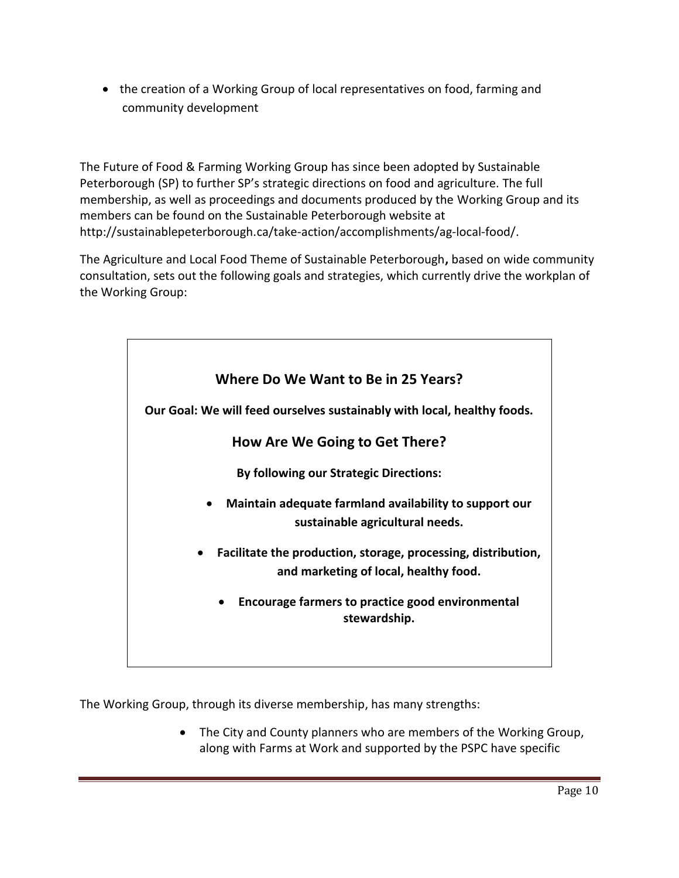- the creation of a Working Group of local representatives on food, farming and community development

The Future of Food & Farming Working Group has since been adopted by Sustainable Peterborough (SP) to further SP's strategic directions on food and agriculture. The full membership, as well as proceedings and documents produced by the Working Group and its members can be found on the Sustainable Peterborough website at http://sustainablepeterborough.ca/take-action/accomplishments/ag-local-food/.

The Agriculture and Local Food Theme of Sustainable Peterborough**,** based on wide community consultation, sets out the following goals and strategies, which currently drive the workplan of the Working Group:

> **Where Do We Want to Be in 25 Years?**
>
> **Our Goal: We will feed ourselves sustainably with local, healthy foods.**
>
> **How Are We Going to Get There?**
>
> **By following our Strategic Directions:**
>
> - **Maintain adequate farmland availability to support our sustainable agricultural needs.**
> - **Facilitate the production, storage, processing, distribution, and marketing of local, healthy food.**
> - **Encourage farmers to practice good environmental stewardship.**

The Working Group, through its diverse membership, has many strengths:

- The City and County planners who are members of the Working Group, along with Farms at Work and supported by the PSPC have specific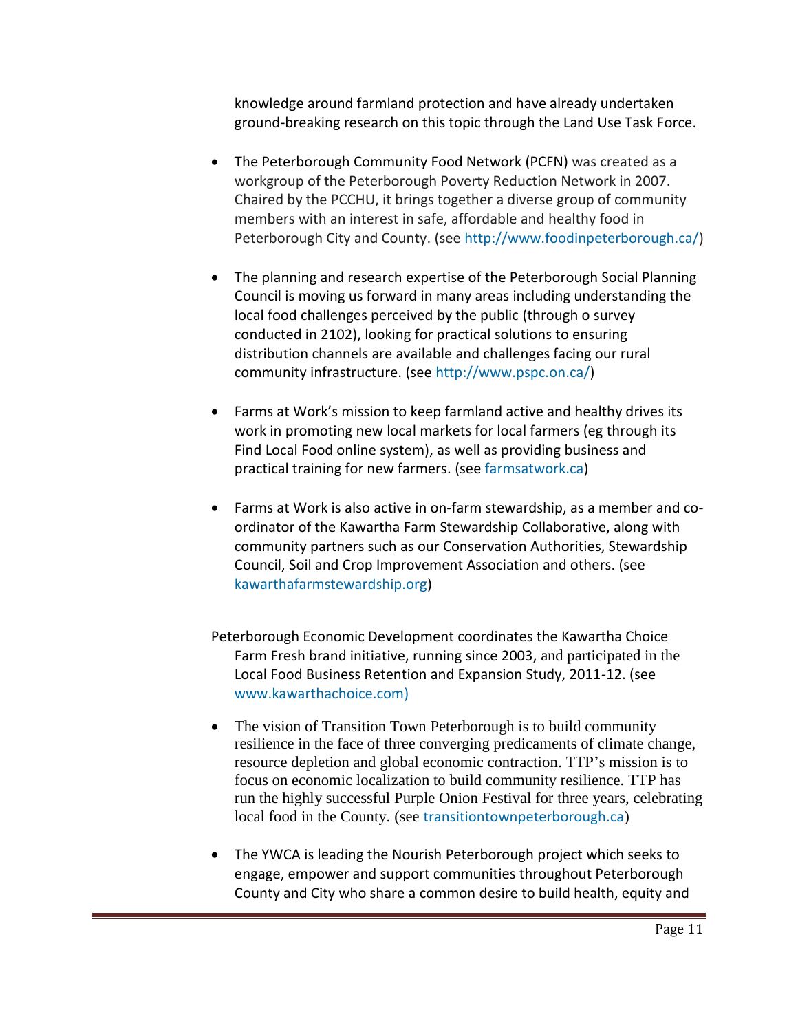knowledge around farmland protection and have already undertaken ground-breaking research on this topic through the Land Use Task Force.

- The Peterborough Community Food Network (PCFN) was created as a workgroup of the Peterborough Poverty Reduction Network in 2007. Chaired by the PCCHU, it brings together a diverse group of community members with an interest in safe, affordable and healthy food in Peterborough City and County. (see http://www.foodinpeterborough.ca/)

- The planning and research expertise of the Peterborough Social Planning Council is moving us forward in many areas including understanding the local food challenges perceived by the public (through o survey conducted in 2102), looking for practical solutions to ensuring distribution channels are available and challenges facing our rural community infrastructure. (see http://www.pspc.on.ca/)

- Farms at Work's mission to keep farmland active and healthy drives its work in promoting new local markets for local farmers (eg through its Find Local Food online system), as well as providing business and practical training for new farmers. (see farmsatwork.ca)

- Farms at Work is also active in on-farm stewardship, as a member and co-ordinator of the Kawartha Farm Stewardship Collaborative, along with community partners such as our Conservation Authorities, Stewardship Council, Soil and Crop Improvement Association and others. (see kawarthafarmstewardship.org)

Peterborough Economic Development coordinates the Kawartha Choice Farm Fresh brand initiative, running since 2003, and participated in the Local Food Business Retention and Expansion Study, 2011-12. (see www.kawarthachoice.com)

- The vision of Transition Town Peterborough is to build community resilience in the face of three converging predicaments of climate change, resource depletion and global economic contraction. TTP's mission is to focus on economic localization to build community resilience. TTP has run the highly successful Purple Onion Festival for three years, celebrating local food in the County. (see transitiontownpeterborough.ca)

- The YWCA is leading the Nourish Peterborough project which seeks to engage, empower and support communities throughout Peterborough County and City who share a common desire to build health, equity and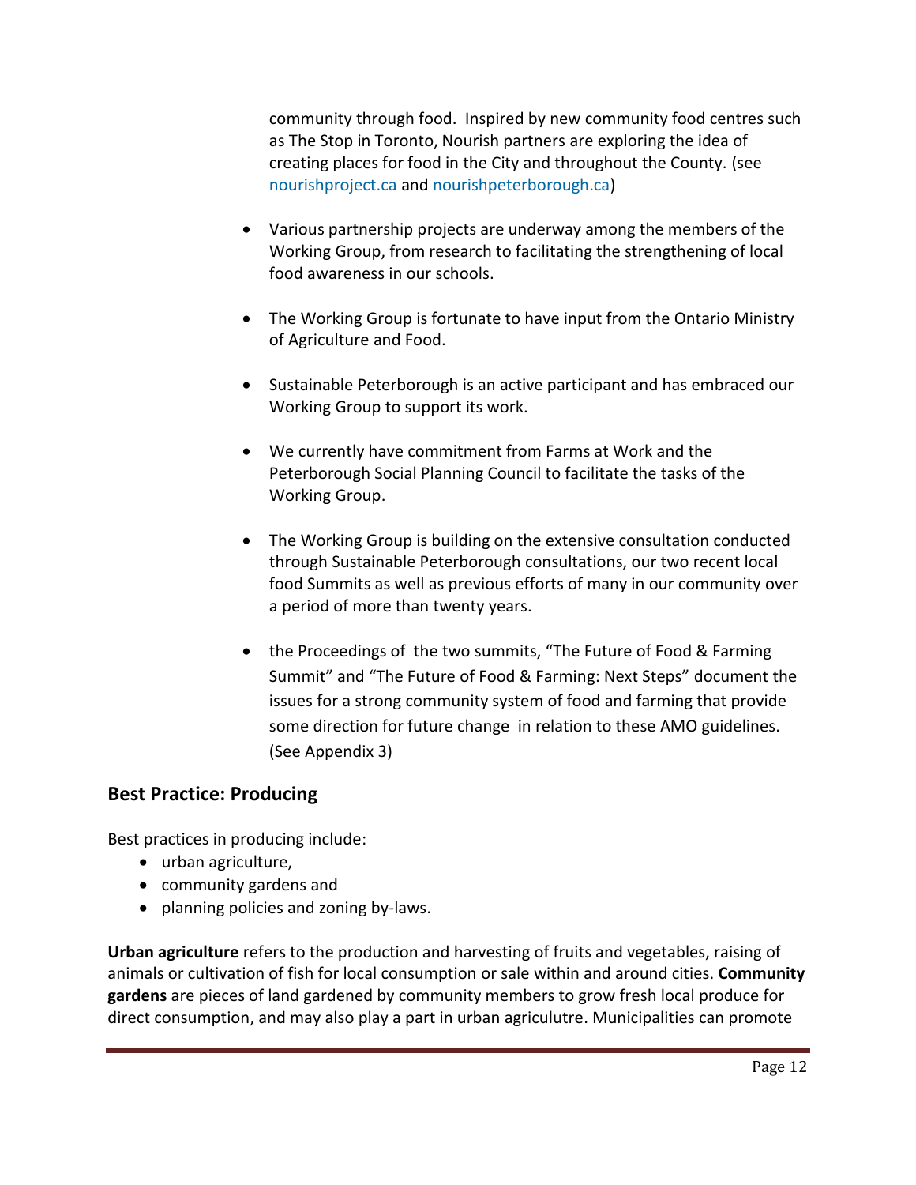community through food. Inspired by new community food centres such as The Stop in Toronto, Nourish partners are exploring the idea of creating places for food in the City and throughout the County. (see nourishproject.ca and nourishpeterborough.ca)

- Various partnership projects are underway among the members of the Working Group, from research to facilitating the strengthening of local food awareness in our schools.
- The Working Group is fortunate to have input from the Ontario Ministry of Agriculture and Food.
- Sustainable Peterborough is an active participant and has embraced our Working Group to support its work.
- We currently have commitment from Farms at Work and the Peterborough Social Planning Council to facilitate the tasks of the Working Group.
- The Working Group is building on the extensive consultation conducted through Sustainable Peterborough consultations, our two recent local food Summits as well as previous efforts of many in our community over a period of more than twenty years.
- the Proceedings of the two summits, "The Future of Food & Farming Summit" and "The Future of Food & Farming: Next Steps" document the issues for a strong community system of food and farming that provide some direction for future change in relation to these AMO guidelines. (See Appendix 3)

## Best Practice: Producing

Best practices in producing include:

- urban agriculture,
- community gardens and
- planning policies and zoning by-laws.

**Urban agriculture** refers to the production and harvesting of fruits and vegetables, raising of animals or cultivation of fish for local consumption or sale within and around cities. **Community gardens** are pieces of land gardened by community members to grow fresh local produce for direct consumption, and may also play a part in urban agriculutre. Municipalities can promote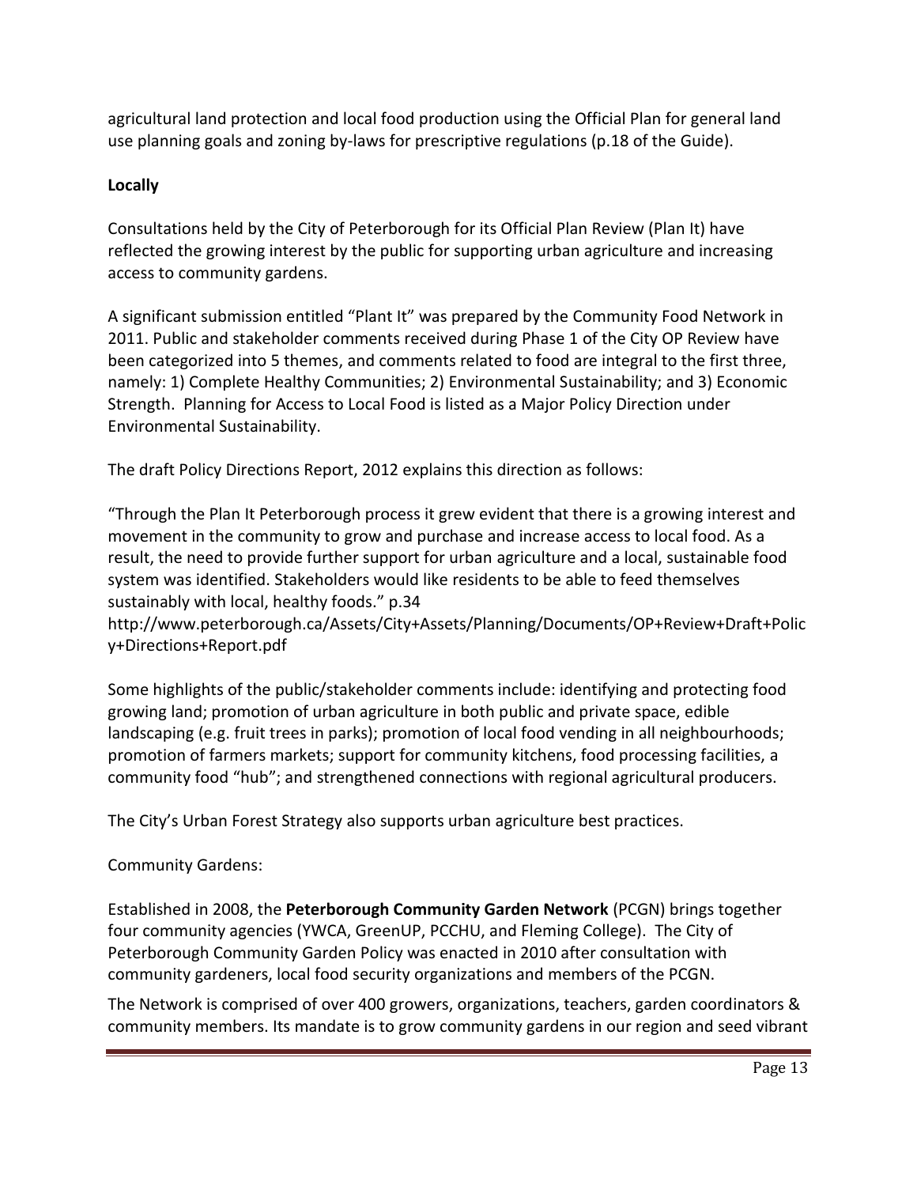agricultural land protection and local food production using the Official Plan for general land use planning goals and zoning by-laws for prescriptive regulations (p.18 of the Guide).

**Locally**

Consultations held by the City of Peterborough for its Official Plan Review (Plan It) have reflected the growing interest by the public for supporting urban agriculture and increasing access to community gardens.

A significant submission entitled "Plant It" was prepared by the Community Food Network in 2011. Public and stakeholder comments received during Phase 1 of the City OP Review have been categorized into 5 themes, and comments related to food are integral to the first three, namely: 1) Complete Healthy Communities; 2) Environmental Sustainability; and 3) Economic Strength. Planning for Access to Local Food is listed as a Major Policy Direction under Environmental Sustainability.

The draft Policy Directions Report, 2012 explains this direction as follows:

"Through the Plan It Peterborough process it grew evident that there is a growing interest and movement in the community to grow and purchase and increase access to local food. As a result, the need to provide further support for urban agriculture and a local, sustainable food system was identified. Stakeholders would like residents to be able to feed themselves sustainably with local, healthy foods." p.34
http://www.peterborough.ca/Assets/City+Assets/Planning/Documents/OP+Review+Draft+Policy+Directions+Report.pdf

Some highlights of the public/stakeholder comments include: identifying and protecting food growing land; promotion of urban agriculture in both public and private space, edible landscaping (e.g. fruit trees in parks); promotion of local food vending in all neighbourhoods; promotion of farmers markets; support for community kitchens, food processing facilities, a community food "hub"; and strengthened connections with regional agricultural producers.

The City's Urban Forest Strategy also supports urban agriculture best practices.

Community Gardens:

Established in 2008, the **Peterborough Community Garden Network** (PCGN) brings together four community agencies (YWCA, GreenUP, PCCHU, and Fleming College). The City of Peterborough Community Garden Policy was enacted in 2010 after consultation with community gardeners, local food security organizations and members of the PCGN.

The Network is comprised of over 400 growers, organizations, teachers, garden coordinators & community members. Its mandate is to grow community gardens in our region and seed vibrant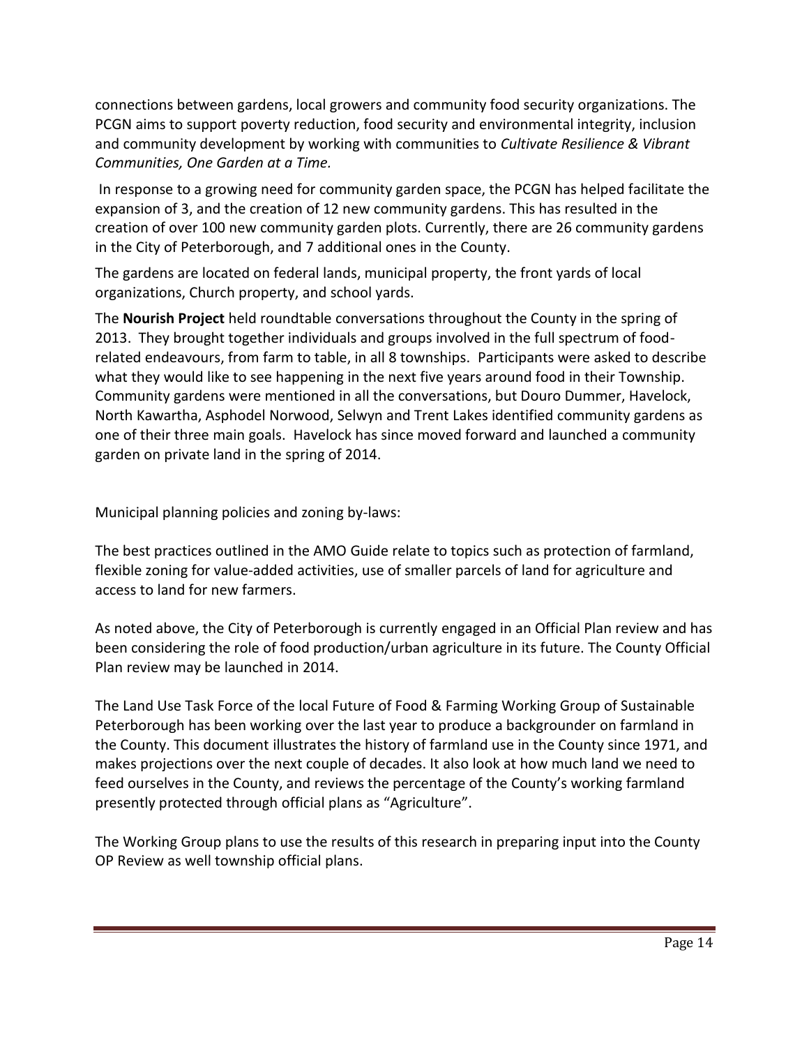connections between gardens, local growers and community food security organizations. The PCGN aims to support poverty reduction, food security and environmental integrity, inclusion and community development by working with communities to *Cultivate Resilience & Vibrant Communities, One Garden at a Time.*

In response to a growing need for community garden space, the PCGN has helped facilitate the expansion of 3, and the creation of 12 new community gardens. This has resulted in the creation of over 100 new community garden plots. Currently, there are 26 community gardens in the City of Peterborough, and 7 additional ones in the County.

The gardens are located on federal lands, municipal property, the front yards of local organizations, Church property, and school yards.

The **Nourish Project** held roundtable conversations throughout the County in the spring of 2013. They brought together individuals and groups involved in the full spectrum of food-related endeavours, from farm to table, in all 8 townships. Participants were asked to describe what they would like to see happening in the next five years around food in their Township. Community gardens were mentioned in all the conversations, but Douro Dummer, Havelock, North Kawartha, Asphodel Norwood, Selwyn and Trent Lakes identified community gardens as one of their three main goals. Havelock has since moved forward and launched a community garden on private land in the spring of 2014.

Municipal planning policies and zoning by-laws:

The best practices outlined in the AMO Guide relate to topics such as protection of farmland, flexible zoning for value-added activities, use of smaller parcels of land for agriculture and access to land for new farmers.

As noted above, the City of Peterborough is currently engaged in an Official Plan review and has been considering the role of food production/urban agriculture in its future. The County Official Plan review may be launched in 2014.

The Land Use Task Force of the local Future of Food & Farming Working Group of Sustainable Peterborough has been working over the last year to produce a backgrounder on farmland in the County. This document illustrates the history of farmland use in the County since 1971, and makes projections over the next couple of decades. It also look at how much land we need to feed ourselves in the County, and reviews the percentage of the County's working farmland presently protected through official plans as "Agriculture".

The Working Group plans to use the results of this research in preparing input into the County OP Review as well township official plans.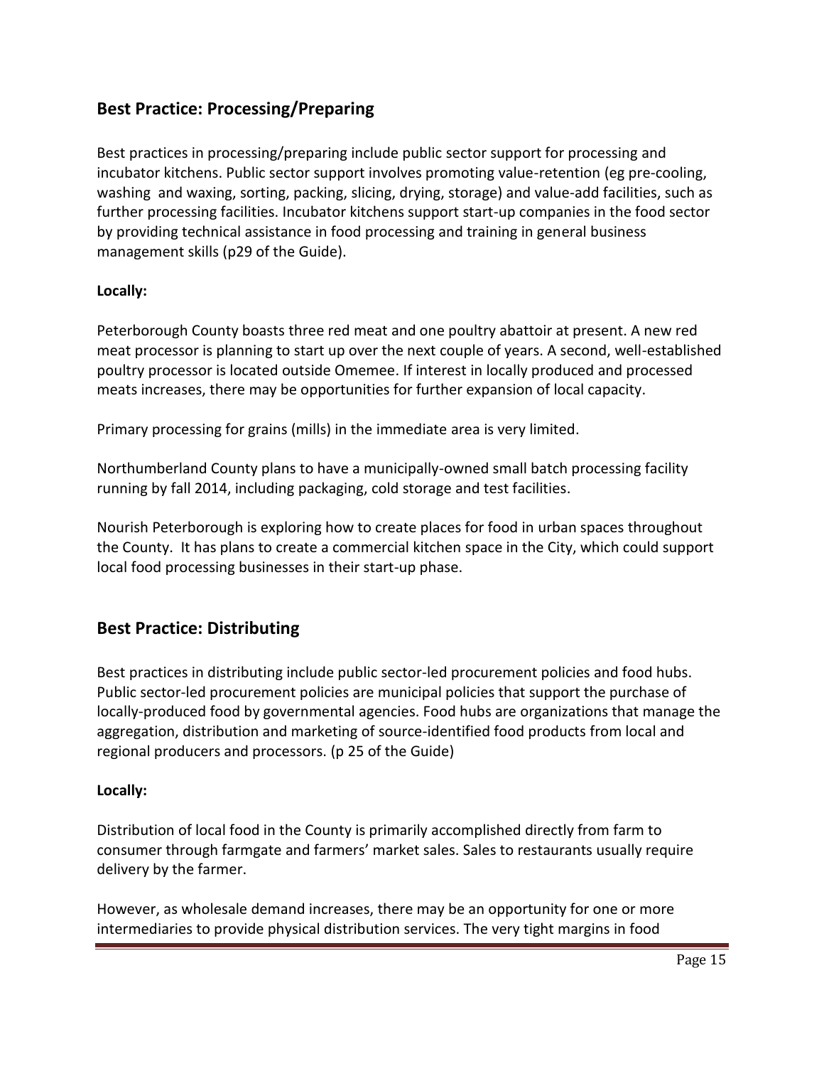## Best Practice: Processing/Preparing

Best practices in processing/preparing include public sector support for processing and incubator kitchens. Public sector support involves promoting value-retention (eg pre-cooling, washing and waxing, sorting, packing, slicing, drying, storage) and value-add facilities, such as further processing facilities. Incubator kitchens support start-up companies in the food sector by providing technical assistance in food processing and training in general business management skills (p29 of the Guide).

**Locally:**

Peterborough County boasts three red meat and one poultry abattoir at present. A new red meat processor is planning to start up over the next couple of years. A second, well-established poultry processor is located outside Omemee. If interest in locally produced and processed meats increases, there may be opportunities for further expansion of local capacity.

Primary processing for grains (mills) in the immediate area is very limited.

Northumberland County plans to have a municipally-owned small batch processing facility running by fall 2014, including packaging, cold storage and test facilities.

Nourish Peterborough is exploring how to create places for food in urban spaces throughout the County. It has plans to create a commercial kitchen space in the City, which could support local food processing businesses in their start-up phase.

## Best Practice: Distributing

Best practices in distributing include public sector-led procurement policies and food hubs. Public sector-led procurement policies are municipal policies that support the purchase of locally-produced food by governmental agencies. Food hubs are organizations that manage the aggregation, distribution and marketing of source-identified food products from local and regional producers and processors. (p 25 of the Guide)

**Locally:**

Distribution of local food in the County is primarily accomplished directly from farm to consumer through farmgate and farmers' market sales. Sales to restaurants usually require delivery by the farmer.

However, as wholesale demand increases, there may be an opportunity for one or more intermediaries to provide physical distribution services. The very tight margins in food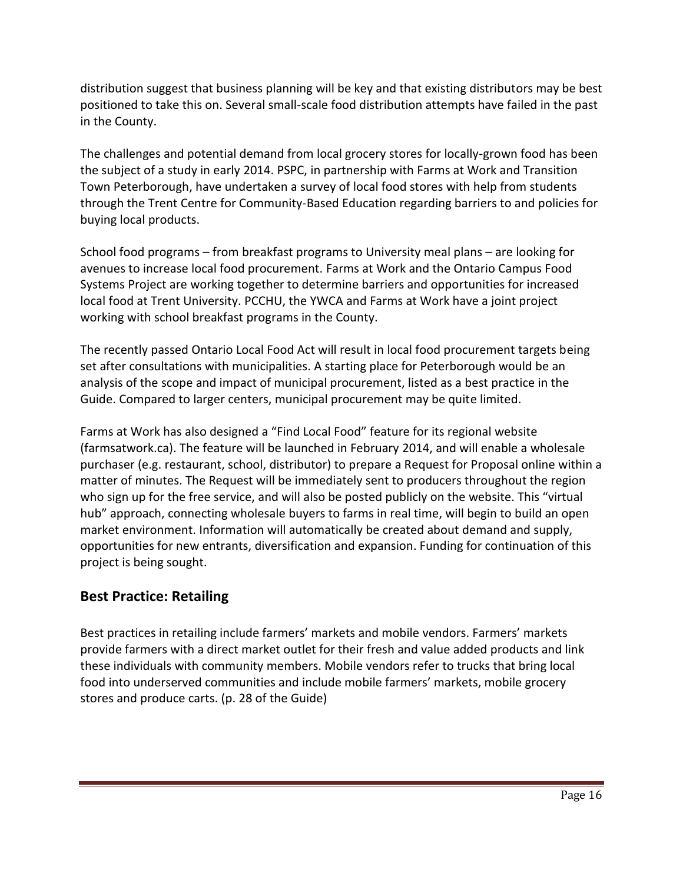distribution suggest that business planning will be key and that existing distributors may be best positioned to take this on. Several small-scale food distribution attempts have failed in the past in the County.

The challenges and potential demand from local grocery stores for locally-grown food has been the subject of a study in early 2014. PSPC, in partnership with Farms at Work and Transition Town Peterborough, have undertaken a survey of local food stores with help from students through the Trent Centre for Community-Based Education regarding barriers to and policies for buying local products.

School food programs – from breakfast programs to University meal plans – are looking for avenues to increase local food procurement. Farms at Work and the Ontario Campus Food Systems Project are working together to determine barriers and opportunities for increased local food at Trent University. PCCHU, the YWCA and Farms at Work have a joint project working with school breakfast programs in the County.

The recently passed Ontario Local Food Act will result in local food procurement targets being set after consultations with municipalities. A starting place for Peterborough would be an analysis of the scope and impact of municipal procurement, listed as a best practice in the Guide. Compared to larger centers, municipal procurement may be quite limited.

Farms at Work has also designed a "Find Local Food" feature for its regional website (farmsatwork.ca). The feature will be launched in February 2014, and will enable a wholesale purchaser (e.g. restaurant, school, distributor) to prepare a Request for Proposal online within a matter of minutes. The Request will be immediately sent to producers throughout the region who sign up for the free service, and will also be posted publicly on the website. This "virtual hub" approach, connecting wholesale buyers to farms in real time, will begin to build an open market environment. Information will automatically be created about demand and supply, opportunities for new entrants, diversification and expansion. Funding for continuation of this project is being sought.

## Best Practice: Retailing

Best practices in retailing include farmers' markets and mobile vendors. Farmers' markets provide farmers with a direct market outlet for their fresh and value added products and link these individuals with community members. Mobile vendors refer to trucks that bring local food into underserved communities and include mobile farmers' markets, mobile grocery stores and produce carts. (p. 28 of the Guide)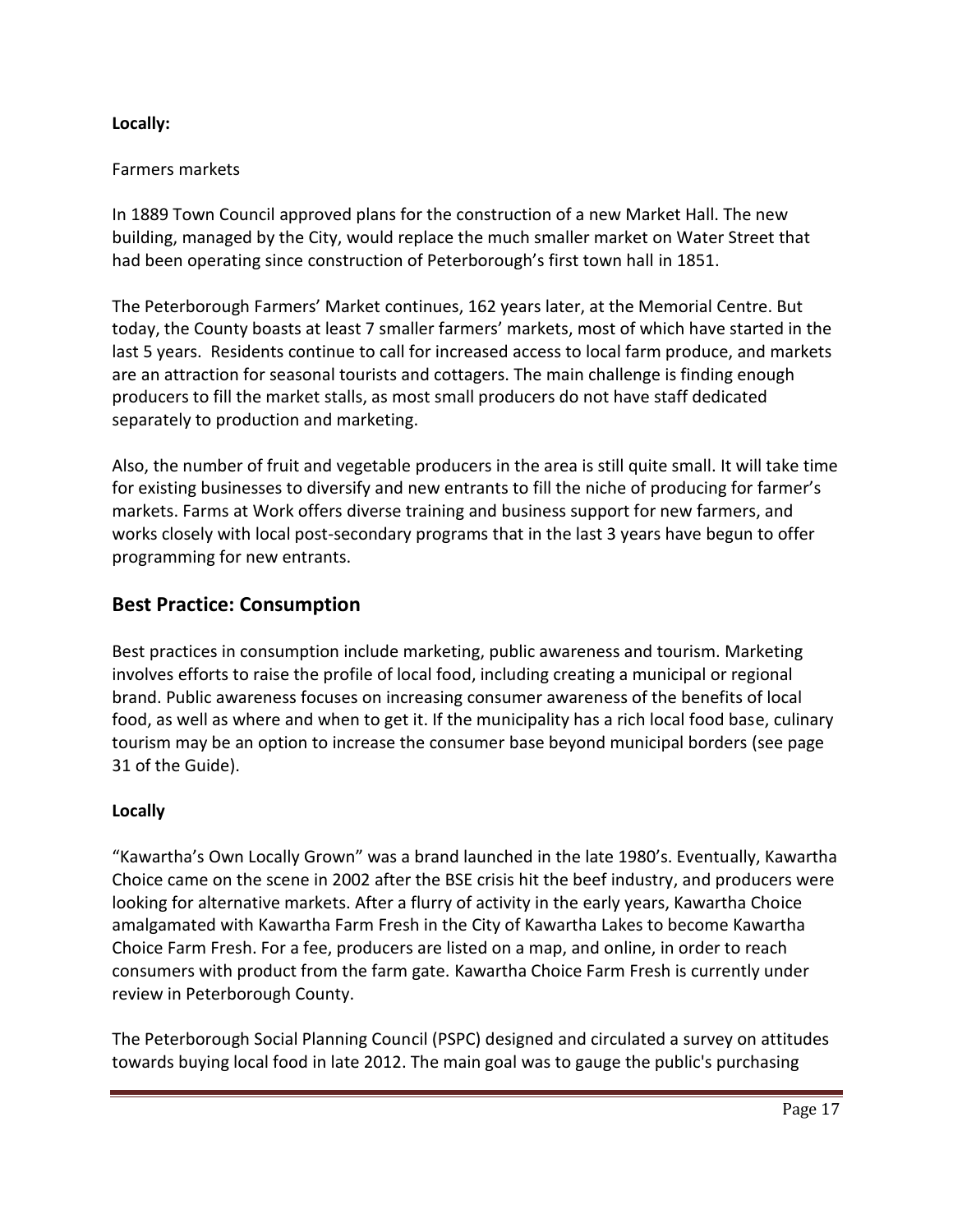**Locally:**

Farmers markets

In 1889 Town Council approved plans for the construction of a new Market Hall. The new building, managed by the City, would replace the much smaller market on Water Street that had been operating since construction of Peterborough's first town hall in 1851.

The Peterborough Farmers' Market continues, 162 years later, at the Memorial Centre. But today, the County boasts at least 7 smaller farmers' markets, most of which have started in the last 5 years. Residents continue to call for increased access to local farm produce, and markets are an attraction for seasonal tourists and cottagers. The main challenge is finding enough producers to fill the market stalls, as most small producers do not have staff dedicated separately to production and marketing.

Also, the number of fruit and vegetable producers in the area is still quite small. It will take time for existing businesses to diversify and new entrants to fill the niche of producing for farmer's markets. Farms at Work offers diverse training and business support for new farmers, and works closely with local post-secondary programs that in the last 3 years have begun to offer programming for new entrants.

## Best Practice: Consumption

Best practices in consumption include marketing, public awareness and tourism. Marketing involves efforts to raise the profile of local food, including creating a municipal or regional brand. Public awareness focuses on increasing consumer awareness of the benefits of local food, as well as where and when to get it. If the municipality has a rich local food base, culinary tourism may be an option to increase the consumer base beyond municipal borders (see page 31 of the Guide).

**Locally**

"Kawartha's Own Locally Grown" was a brand launched in the late 1980's. Eventually, Kawartha Choice came on the scene in 2002 after the BSE crisis hit the beef industry, and producers were looking for alternative markets. After a flurry of activity in the early years, Kawartha Choice amalgamated with Kawartha Farm Fresh in the City of Kawartha Lakes to become Kawartha Choice Farm Fresh. For a fee, producers are listed on a map, and online, in order to reach consumers with product from the farm gate. Kawartha Choice Farm Fresh is currently under review in Peterborough County.

The Peterborough Social Planning Council (PSPC) designed and circulated a survey on attitudes towards buying local food in late 2012. The main goal was to gauge the public's purchasing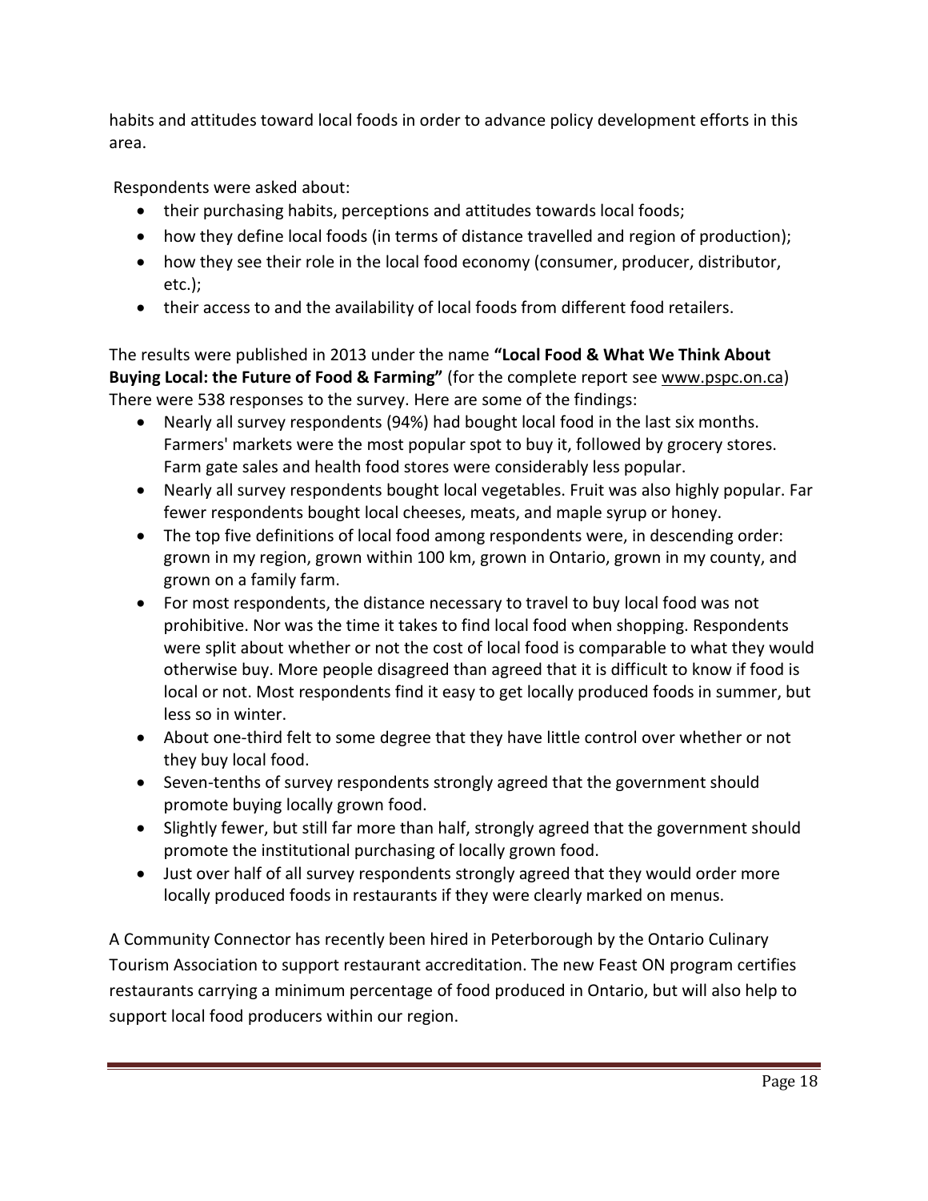habits and attitudes toward local foods in order to advance policy development efforts in this area.

Respondents were asked about:

- their purchasing habits, perceptions and attitudes towards local foods;
- how they define local foods (in terms of distance travelled and region of production);
- how they see their role in the local food economy (consumer, producer, distributor, etc.);
- their access to and the availability of local foods from different food retailers.

The results were published in 2013 under the name **"Local Food & What We Think About Buying Local: the Future of Food & Farming"** (for the complete report see www.pspc.on.ca) There were 538 responses to the survey. Here are some of the findings:

- Nearly all survey respondents (94%) had bought local food in the last six months. Farmers' markets were the most popular spot to buy it, followed by grocery stores. Farm gate sales and health food stores were considerably less popular.
- Nearly all survey respondents bought local vegetables. Fruit was also highly popular. Far fewer respondents bought local cheeses, meats, and maple syrup or honey.
- The top five definitions of local food among respondents were, in descending order: grown in my region, grown within 100 km, grown in Ontario, grown in my county, and grown on a family farm.
- For most respondents, the distance necessary to travel to buy local food was not prohibitive. Nor was the time it takes to find local food when shopping. Respondents were split about whether or not the cost of local food is comparable to what they would otherwise buy. More people disagreed than agreed that it is difficult to know if food is local or not. Most respondents find it easy to get locally produced foods in summer, but less so in winter.
- About one-third felt to some degree that they have little control over whether or not they buy local food.
- Seven-tenths of survey respondents strongly agreed that the government should promote buying locally grown food.
- Slightly fewer, but still far more than half, strongly agreed that the government should promote the institutional purchasing of locally grown food.
- Just over half of all survey respondents strongly agreed that they would order more locally produced foods in restaurants if they were clearly marked on menus.

A Community Connector has recently been hired in Peterborough by the Ontario Culinary Tourism Association to support restaurant accreditation. The new Feast ON program certifies restaurants carrying a minimum percentage of food produced in Ontario, but will also help to support local food producers within our region.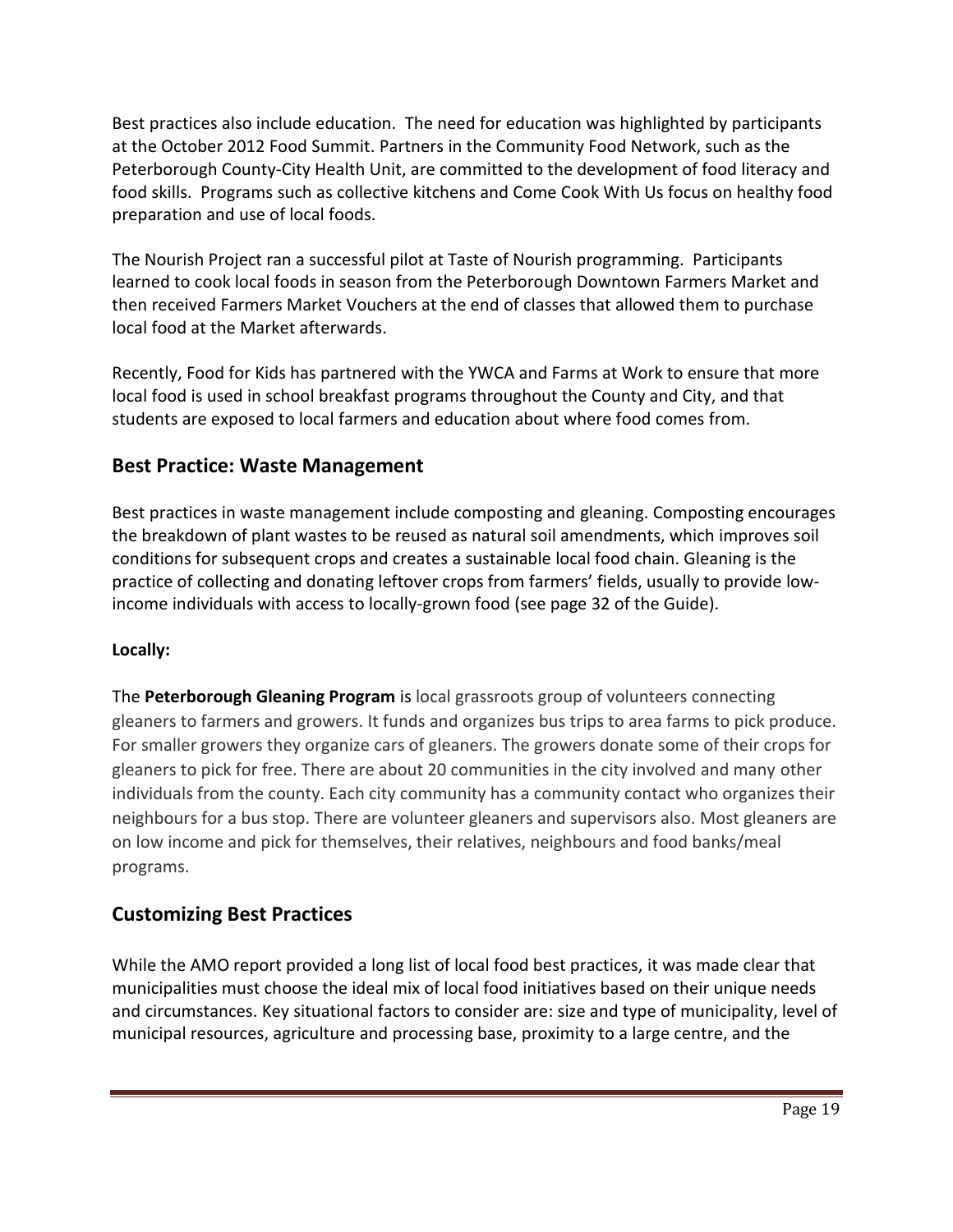Best practices also include education. The need for education was highlighted by participants at the October 2012 Food Summit. Partners in the Community Food Network, such as the Peterborough County-City Health Unit, are committed to the development of food literacy and food skills. Programs such as collective kitchens and Come Cook With Us focus on healthy food preparation and use of local foods.

The Nourish Project ran a successful pilot at Taste of Nourish programming. Participants learned to cook local foods in season from the Peterborough Downtown Farmers Market and then received Farmers Market Vouchers at the end of classes that allowed them to purchase local food at the Market afterwards.

Recently, Food for Kids has partnered with the YWCA and Farms at Work to ensure that more local food is used in school breakfast programs throughout the County and City, and that students are exposed to local farmers and education about where food comes from.

## Best Practice: Waste Management

Best practices in waste management include composting and gleaning. Composting encourages the breakdown of plant wastes to be reused as natural soil amendments, which improves soil conditions for subsequent crops and creates a sustainable local food chain. Gleaning is the practice of collecting and donating leftover crops from farmers' fields, usually to provide low-income individuals with access to locally-grown food (see page 32 of the Guide).

**Locally:**

The **Peterborough Gleaning Program** is local grassroots group of volunteers connecting gleaners to farmers and growers. It funds and organizes bus trips to area farms to pick produce. For smaller growers they organize cars of gleaners. The growers donate some of their crops for gleaners to pick for free. There are about 20 communities in the city involved and many other individuals from the county. Each city community has a community contact who organizes their neighbours for a bus stop. There are volunteer gleaners and supervisors also. Most gleaners are on low income and pick for themselves, their relatives, neighbours and food banks/meal programs.

## Customizing Best Practices

While the AMO report provided a long list of local food best practices, it was made clear that municipalities must choose the ideal mix of local food initiatives based on their unique needs and circumstances. Key situational factors to consider are: size and type of municipality, level of municipal resources, agriculture and processing base, proximity to a large centre, and the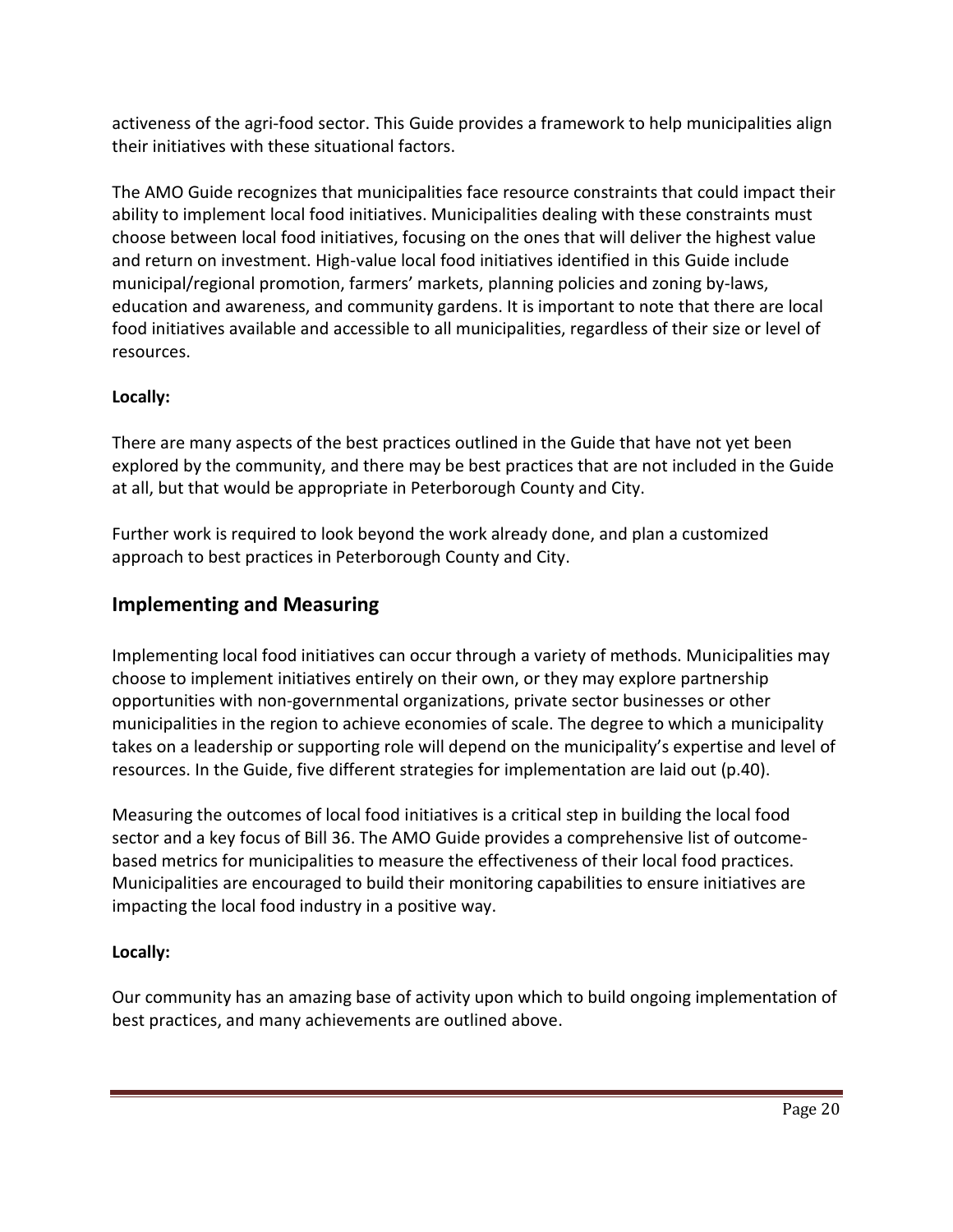activeness of the agri-food sector. This Guide provides a framework to help municipalities align their initiatives with these situational factors.

The AMO Guide recognizes that municipalities face resource constraints that could impact their ability to implement local food initiatives. Municipalities dealing with these constraints must choose between local food initiatives, focusing on the ones that will deliver the highest value and return on investment. High-value local food initiatives identified in this Guide include municipal/regional promotion, farmers' markets, planning policies and zoning by-laws, education and awareness, and community gardens. It is important to note that there are local food initiatives available and accessible to all municipalities, regardless of their size or level of resources.

**Locally:**

There are many aspects of the best practices outlined in the Guide that have not yet been explored by the community, and there may be best practices that are not included in the Guide at all, but that would be appropriate in Peterborough County and City.

Further work is required to look beyond the work already done, and plan a customized approach to best practices in Peterborough County and City.

## Implementing and Measuring

Implementing local food initiatives can occur through a variety of methods. Municipalities may choose to implement initiatives entirely on their own, or they may explore partnership opportunities with non-governmental organizations, private sector businesses or other municipalities in the region to achieve economies of scale. The degree to which a municipality takes on a leadership or supporting role will depend on the municipality's expertise and level of resources. In the Guide, five different strategies for implementation are laid out (p.40).

Measuring the outcomes of local food initiatives is a critical step in building the local food sector and a key focus of Bill 36. The AMO Guide provides a comprehensive list of outcome-based metrics for municipalities to measure the effectiveness of their local food practices. Municipalities are encouraged to build their monitoring capabilities to ensure initiatives are impacting the local food industry in a positive way.

**Locally:**

Our community has an amazing base of activity upon which to build ongoing implementation of best practices, and many achievements are outlined above.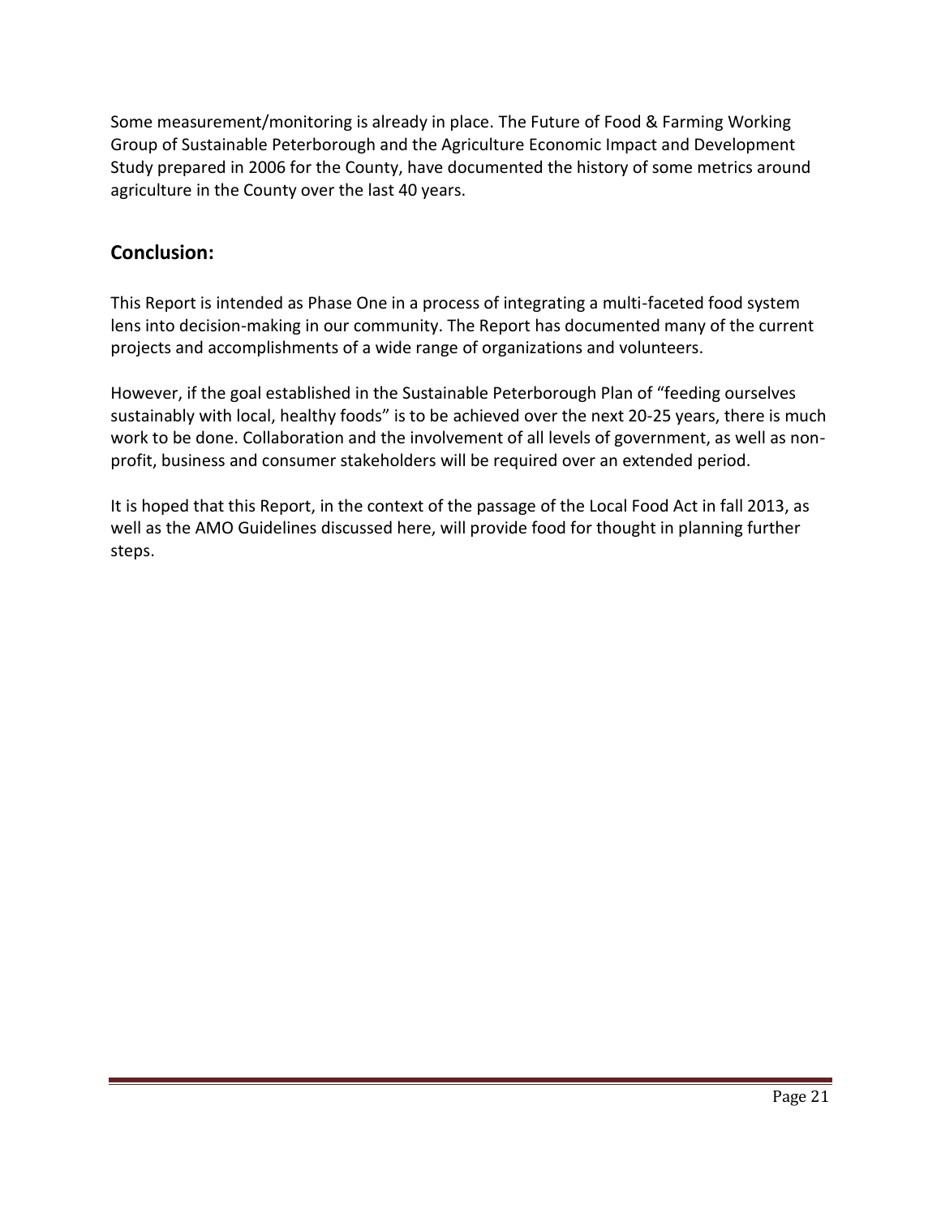Some measurement/monitoring is already in place. The Future of Food & Farming Working Group of Sustainable Peterborough and the Agriculture Economic Impact and Development Study prepared in 2006 for the County, have documented the history of some metrics around agriculture in the County over the last 40 years.

## Conclusion:

This Report is intended as Phase One in a process of integrating a multi-faceted food system lens into decision-making in our community. The Report has documented many of the current projects and accomplishments of a wide range of organizations and volunteers.

However, if the goal established in the Sustainable Peterborough Plan of "feeding ourselves sustainably with local, healthy foods" is to be achieved over the next 20-25 years, there is much work to be done. Collaboration and the involvement of all levels of government, as well as non-profit, business and consumer stakeholders will be required over an extended period.

It is hoped that this Report, in the context of the passage of the Local Food Act in fall 2013, as well as the AMO Guidelines discussed here, will provide food for thought in planning further steps.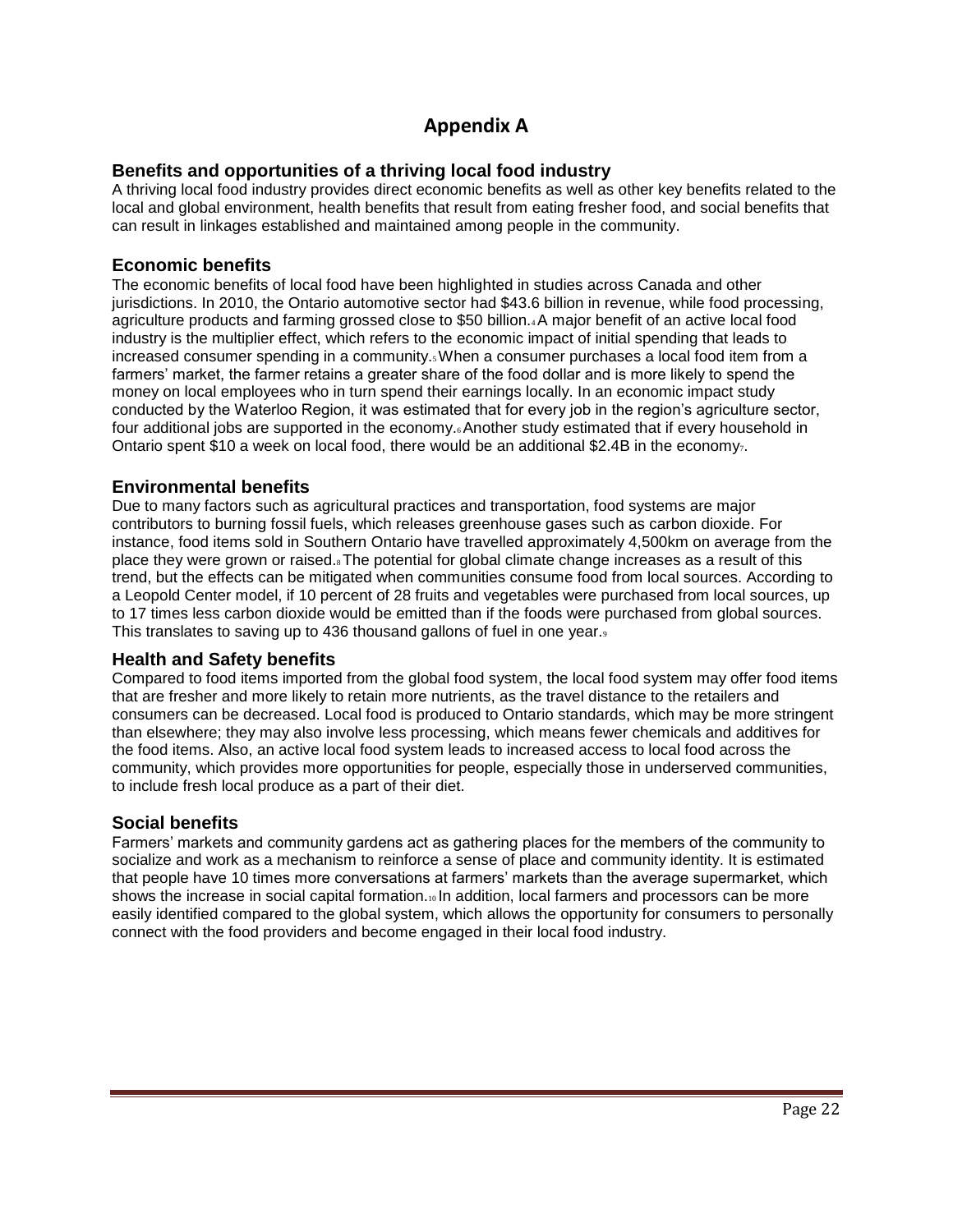# Appendix A

## Benefits and opportunities of a thriving local food industry

A thriving local food industry provides direct economic benefits as well as other key benefits related to the local and global environment, health benefits that result from eating fresher food, and social benefits that can result in linkages established and maintained among people in the community.

## Economic benefits

The economic benefits of local food have been highlighted in studies across Canada and other jurisdictions. In 2010, the Ontario automotive sector had $43.6 billion in revenue, while food processing, agriculture products and farming grossed close to $50 billion.[4] A major benefit of an active local food industry is the multiplier effect, which refers to the economic impact of initial spending that leads to increased consumer spending in a community.[5] When a consumer purchases a local food item from a farmers' market, the farmer retains a greater share of the food dollar and is more likely to spend the money on local employees who in turn spend their earnings locally. In an economic impact study conducted by the Waterloo Region, it was estimated that for every job in the region's agriculture sector, four additional jobs are supported in the economy.[6] Another study estimated that if every household in Ontario spent $10 a week on local food, there would be an additional $2.4B in the economy[7].

## Environmental benefits

Due to many factors such as agricultural practices and transportation, food systems are major contributors to burning fossil fuels, which releases greenhouse gases such as carbon dioxide. For instance, food items sold in Southern Ontario have travelled approximately 4,500km on average from the place they were grown or raised.[8] The potential for global climate change increases as a result of this trend, but the effects can be mitigated when communities consume food from local sources. According to a Leopold Center model, if 10 percent of 28 fruits and vegetables were purchased from local sources, up to 17 times less carbon dioxide would be emitted than if the foods were purchased from global sources. This translates to saving up to 436 thousand gallons of fuel in one year.[9]

## Health and Safety benefits

Compared to food items imported from the global food system, the local food system may offer food items that are fresher and more likely to retain more nutrients, as the travel distance to the retailers and consumers can be decreased. Local food is produced to Ontario standards, which may be more stringent than elsewhere; they may also involve less processing, which means fewer chemicals and additives for the food items. Also, an active local food system leads to increased access to local food across the community, which provides more opportunities for people, especially those in underserved communities, to include fresh local produce as a part of their diet.

## Social benefits

Farmers' markets and community gardens act as gathering places for the members of the community to socialize and work as a mechanism to reinforce a sense of place and community identity. It is estimated that people have 10 times more conversations at farmers' markets than the average supermarket, which shows the increase in social capital formation.[10] In addition, local farmers and processors can be more easily identified compared to the global system, which allows the opportunity for consumers to personally connect with the food providers and become engaged in their local food industry.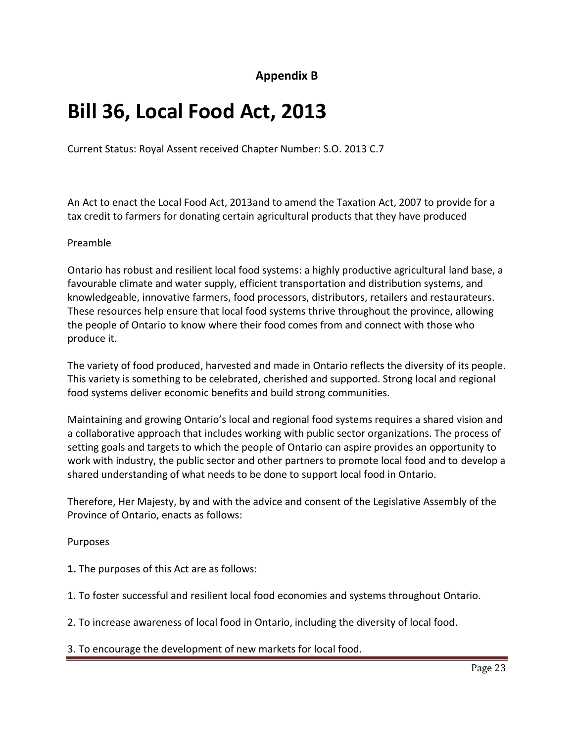**Appendix B**

# Bill 36, Local Food Act, 2013

Current Status: Royal Assent received Chapter Number: S.O. 2013 C.7

An Act to enact the Local Food Act, 2013and to amend the Taxation Act, 2007 to provide for a tax credit to farmers for donating certain agricultural products that they have produced

Preamble

Ontario has robust and resilient local food systems: a highly productive agricultural land base, a favourable climate and water supply, efficient transportation and distribution systems, and knowledgeable, innovative farmers, food processors, distributors, retailers and restaurateurs. These resources help ensure that local food systems thrive throughout the province, allowing the people of Ontario to know where their food comes from and connect with those who produce it.

The variety of food produced, harvested and made in Ontario reflects the diversity of its people. This variety is something to be celebrated, cherished and supported. Strong local and regional food systems deliver economic benefits and build strong communities.

Maintaining and growing Ontario's local and regional food systems requires a shared vision and a collaborative approach that includes working with public sector organizations. The process of setting goals and targets to which the people of Ontario can aspire provides an opportunity to work with industry, the public sector and other partners to promote local food and to develop a shared understanding of what needs to be done to support local food in Ontario.

Therefore, Her Majesty, by and with the advice and consent of the Legislative Assembly of the Province of Ontario, enacts as follows:

Purposes

**1.** The purposes of this Act are as follows:

1. To foster successful and resilient local food economies and systems throughout Ontario.

2. To increase awareness of local food in Ontario, including the diversity of local food.

3. To encourage the development of new markets for local food.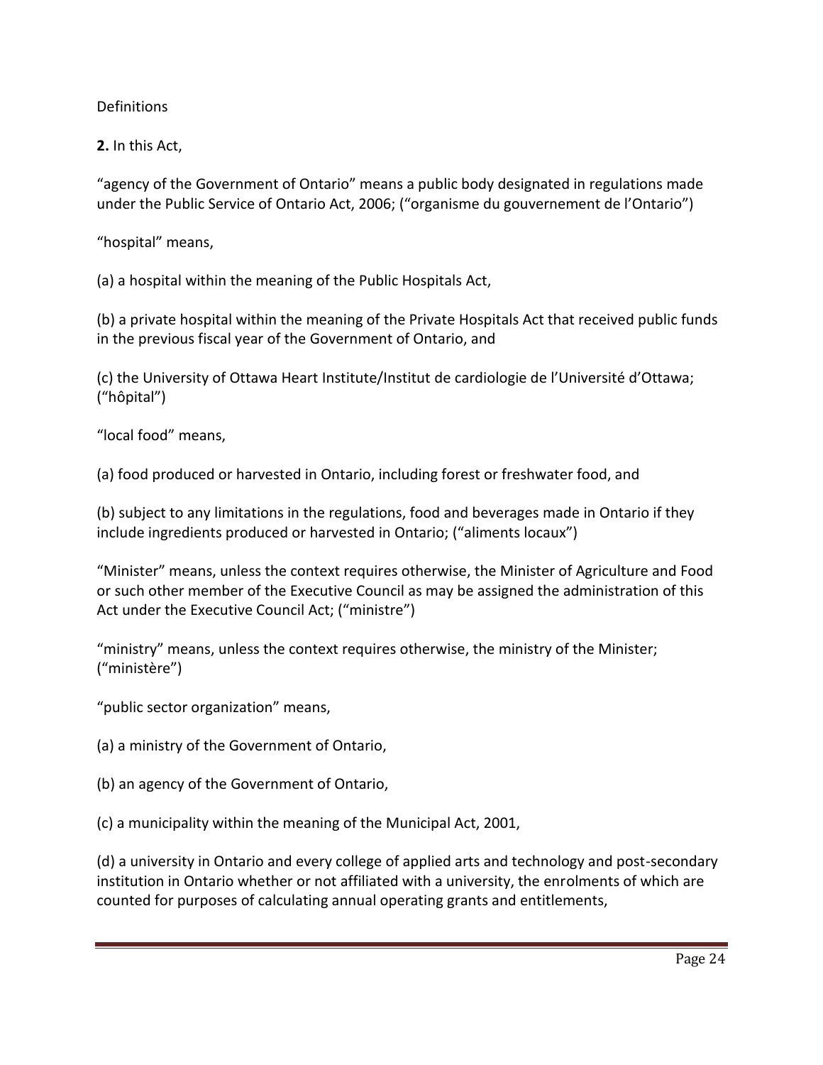Definitions

**2.** In this Act,

“agency of the Government of Ontario” means a public body designated in regulations made under the Public Service of Ontario Act, 2006; (“organisme du gouvernement de l’Ontario”)

“hospital” means,

(a) a hospital within the meaning of the Public Hospitals Act,

(b) a private hospital within the meaning of the Private Hospitals Act that received public funds in the previous fiscal year of the Government of Ontario, and

(c) the University of Ottawa Heart Institute/Institut de cardiologie de l’Université d’Ottawa; (“hôpital”)

“local food” means,

(a) food produced or harvested in Ontario, including forest or freshwater food, and

(b) subject to any limitations in the regulations, food and beverages made in Ontario if they include ingredients produced or harvested in Ontario; (“aliments locaux”)

“Minister” means, unless the context requires otherwise, the Minister of Agriculture and Food or such other member of the Executive Council as may be assigned the administration of this Act under the Executive Council Act; (“ministre”)

“ministry” means, unless the context requires otherwise, the ministry of the Minister; (“ministère”)

“public sector organization” means,

(a) a ministry of the Government of Ontario,

(b) an agency of the Government of Ontario,

(c) a municipality within the meaning of the Municipal Act, 2001,

(d) a university in Ontario and every college of applied arts and technology and post-secondary institution in Ontario whether or not affiliated with a university, the enrolments of which are counted for purposes of calculating annual operating grants and entitlements,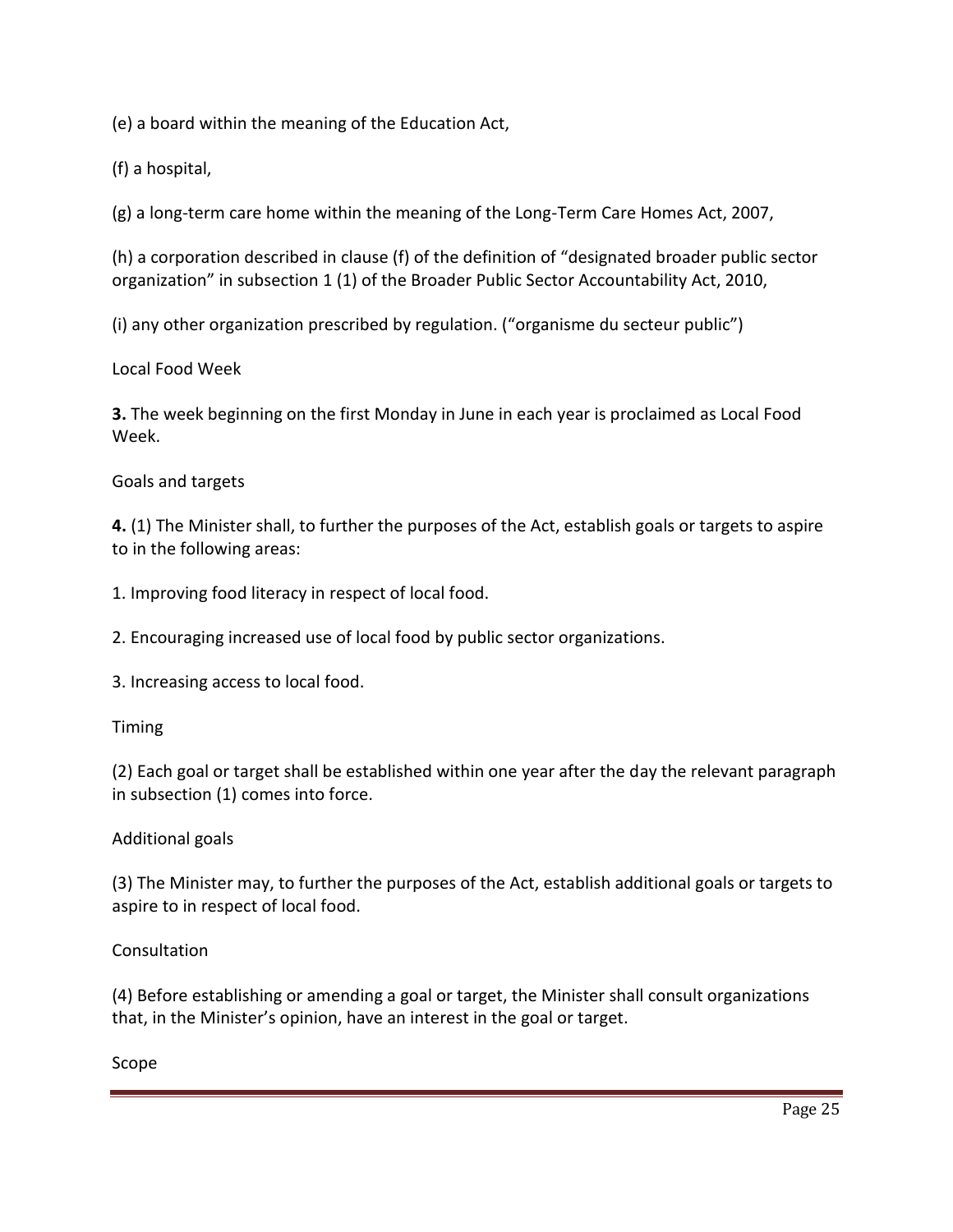(e) a board within the meaning of the Education Act,

(f) a hospital,

(g) a long-term care home within the meaning of the Long-Term Care Homes Act, 2007,

(h) a corporation described in clause (f) of the definition of "designated broader public sector organization" in subsection 1 (1) of the Broader Public Sector Accountability Act, 2010,

(i) any other organization prescribed by regulation. ("organisme du secteur public")

Local Food Week

**3.** The week beginning on the first Monday in June in each year is proclaimed as Local Food Week.

Goals and targets

**4.** (1) The Minister shall, to further the purposes of the Act, establish goals or targets to aspire to in the following areas:

1. Improving food literacy in respect of local food.

2. Encouraging increased use of local food by public sector organizations.

3. Increasing access to local food.

Timing

(2) Each goal or target shall be established within one year after the day the relevant paragraph in subsection (1) comes into force.

Additional goals

(3) The Minister may, to further the purposes of the Act, establish additional goals or targets to aspire to in respect of local food.

Consultation

(4) Before establishing or amending a goal or target, the Minister shall consult organizations that, in the Minister's opinion, have an interest in the goal or target.

Scope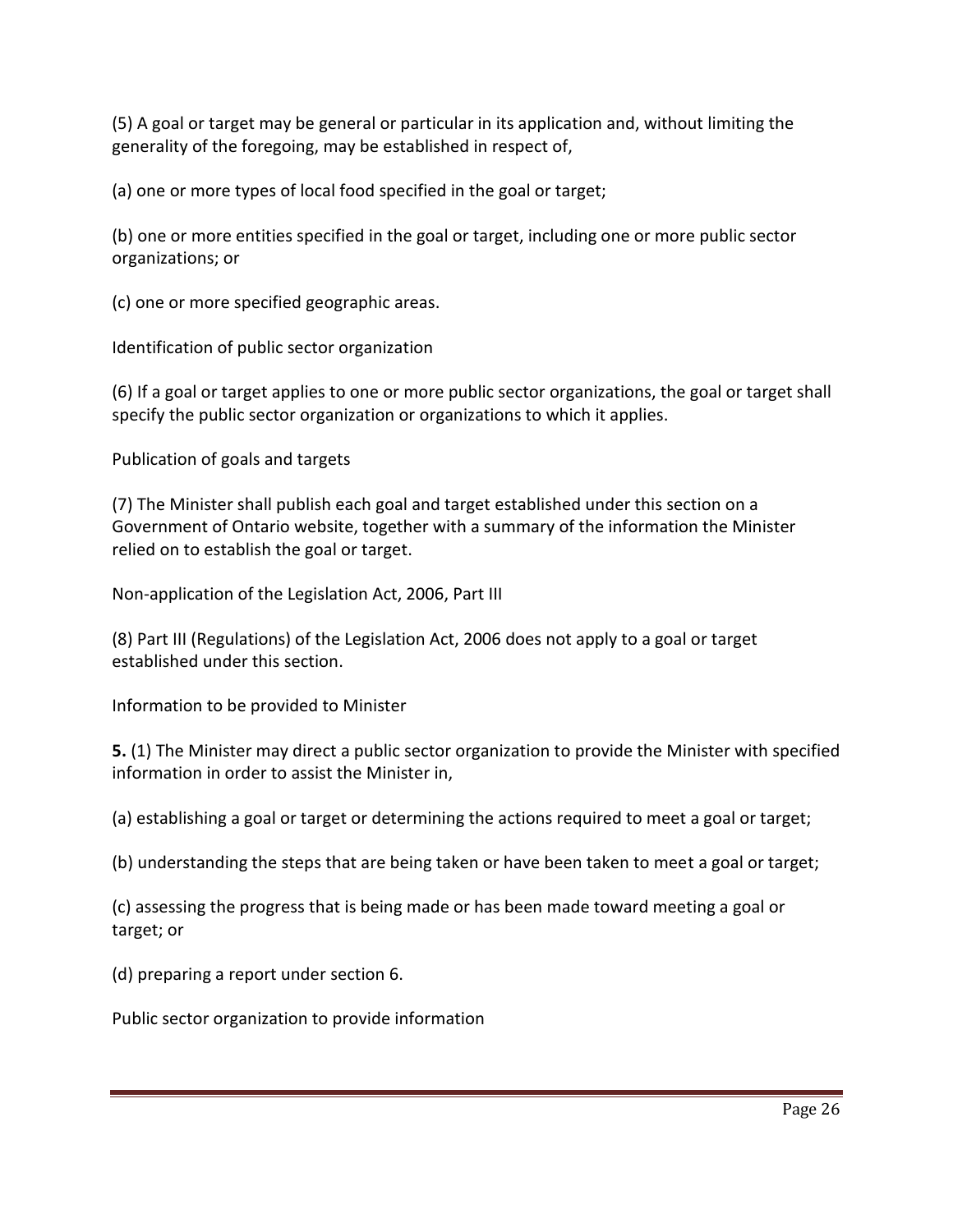(5) A goal or target may be general or particular in its application and, without limiting the generality of the foregoing, may be established in respect of,

(a) one or more types of local food specified in the goal or target;

(b) one or more entities specified in the goal or target, including one or more public sector organizations; or

(c) one or more specified geographic areas.

Identification of public sector organization

(6) If a goal or target applies to one or more public sector organizations, the goal or target shall specify the public sector organization or organizations to which it applies.

Publication of goals and targets

(7) The Minister shall publish each goal and target established under this section on a Government of Ontario website, together with a summary of the information the Minister relied on to establish the goal or target.

Non-application of the Legislation Act, 2006, Part III

(8) Part III (Regulations) of the Legislation Act, 2006 does not apply to a goal or target established under this section.

Information to be provided to Minister

**5.** (1) The Minister may direct a public sector organization to provide the Minister with specified information in order to assist the Minister in,

(a) establishing a goal or target or determining the actions required to meet a goal or target;

(b) understanding the steps that are being taken or have been taken to meet a goal or target;

(c) assessing the progress that is being made or has been made toward meeting a goal or target; or

(d) preparing a report under section 6.

Public sector organization to provide information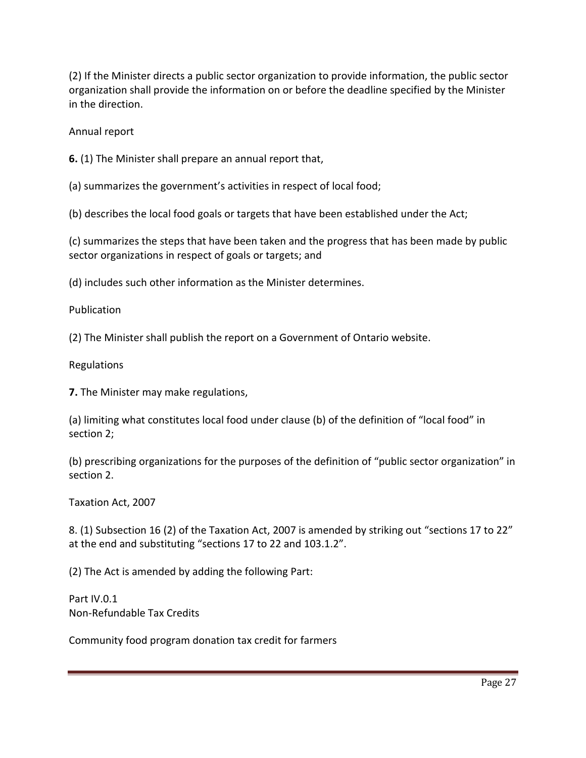(2) If the Minister directs a public sector organization to provide information, the public sector organization shall provide the information on or before the deadline specified by the Minister in the direction.

Annual report

**6.** (1) The Minister shall prepare an annual report that,

(a) summarizes the government's activities in respect of local food;

(b) describes the local food goals or targets that have been established under the Act;

(c) summarizes the steps that have been taken and the progress that has been made by public sector organizations in respect of goals or targets; and

(d) includes such other information as the Minister determines.

Publication

(2) The Minister shall publish the report on a Government of Ontario website.

Regulations

**7.** The Minister may make regulations,

(a) limiting what constitutes local food under clause (b) of the definition of "local food" in section 2;

(b) prescribing organizations for the purposes of the definition of "public sector organization" in section 2.

Taxation Act, 2007

8. (1) Subsection 16 (2) of the Taxation Act, 2007 is amended by striking out "sections 17 to 22" at the end and substituting "sections 17 to 22 and 103.1.2".

(2) The Act is amended by adding the following Part:

Part IV.0.1
Non-Refundable Tax Credits

Community food program donation tax credit for farmers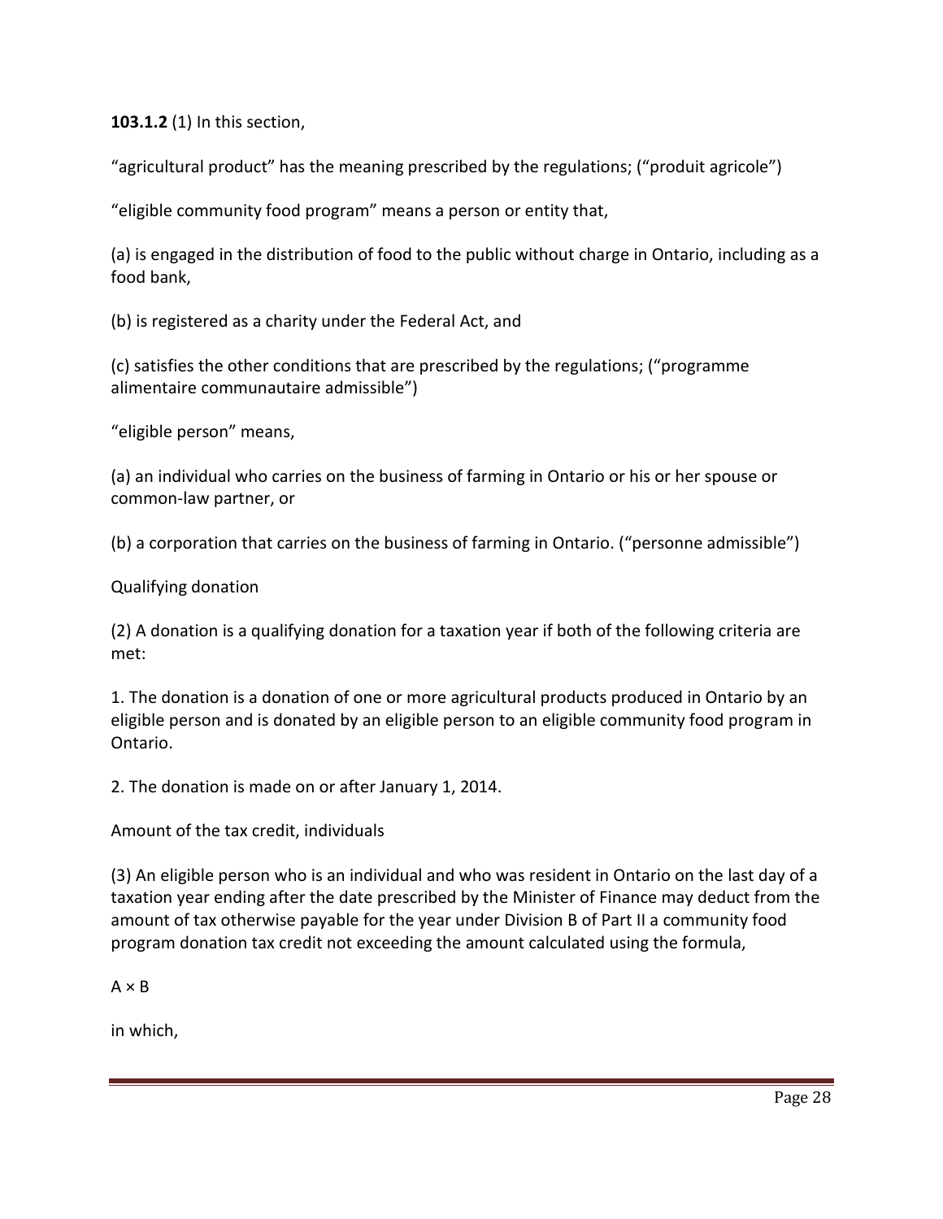**103.1.2** (1) In this section,

"agricultural product" has the meaning prescribed by the regulations; ("produit agricole")

"eligible community food program" means a person or entity that,

(a) is engaged in the distribution of food to the public without charge in Ontario, including as a food bank,

(b) is registered as a charity under the Federal Act, and

(c) satisfies the other conditions that are prescribed by the regulations; ("programme alimentaire communautaire admissible")

"eligible person" means,

(a) an individual who carries on the business of farming in Ontario or his or her spouse or common-law partner, or

(b) a corporation that carries on the business of farming in Ontario. ("personne admissible")

Qualifying donation

(2) A donation is a qualifying donation for a taxation year if both of the following criteria are met:

1. The donation is a donation of one or more agricultural products produced in Ontario by an eligible person and is donated by an eligible person to an eligible community food program in Ontario.

2. The donation is made on or after January 1, 2014.

Amount of the tax credit, individuals

(3) An eligible person who is an individual and who was resident in Ontario on the last day of a taxation year ending after the date prescribed by the Minister of Finance may deduct from the amount of tax otherwise payable for the year under Division B of Part II a community food program donation tax credit not exceeding the amount calculated using the formula,

$A \times B$

in which,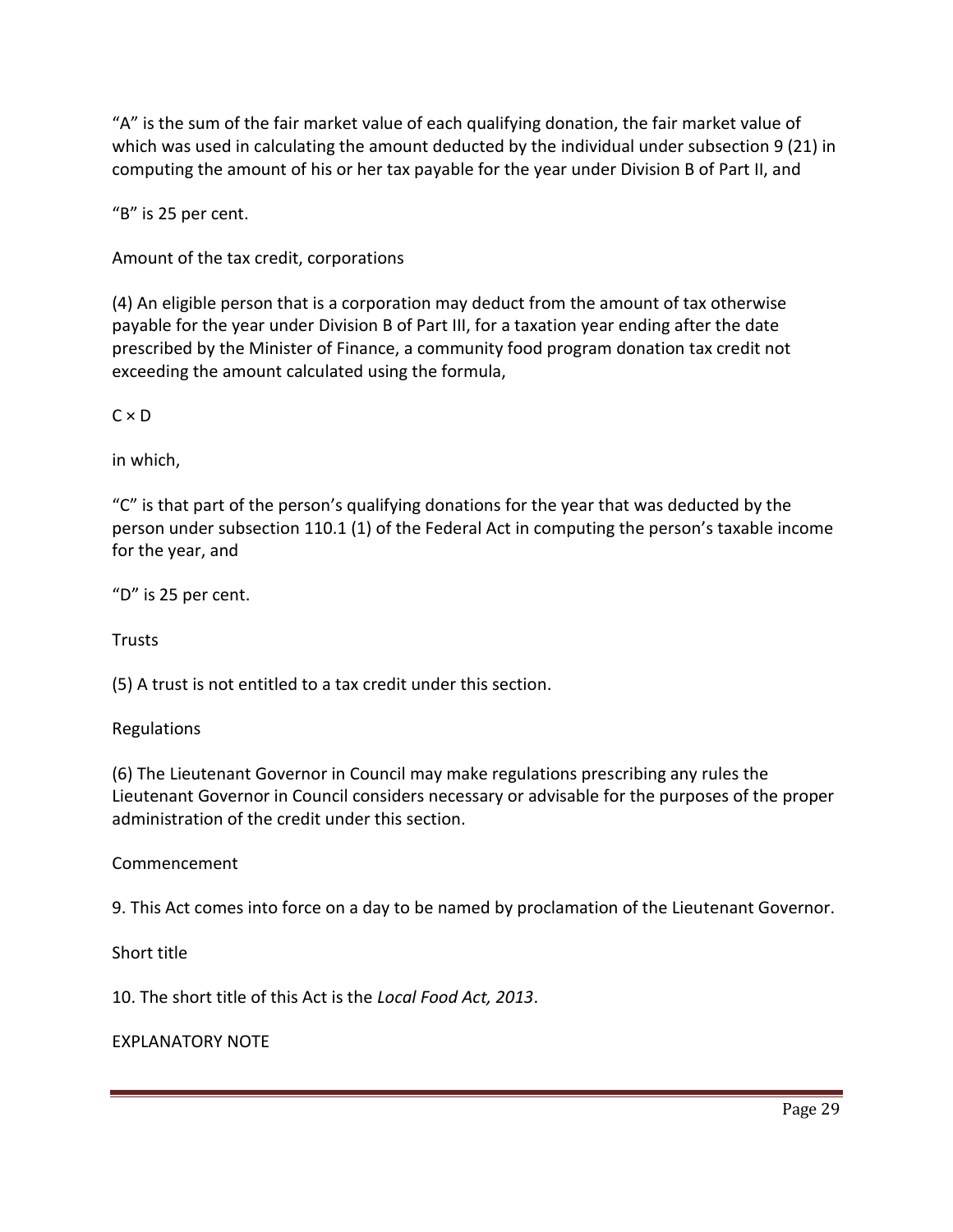“A” is the sum of the fair market value of each qualifying donation, the fair market value of which was used in calculating the amount deducted by the individual under subsection 9 (21) in computing the amount of his or her tax payable for the year under Division B of Part II, and

“B” is 25 per cent.

Amount of the tax credit, corporations

(4) An eligible person that is a corporation may deduct from the amount of tax otherwise payable for the year under Division B of Part III, for a taxation year ending after the date prescribed by the Minister of Finance, a community food program donation tax credit not exceeding the amount calculated using the formula,

$C \times D$

in which,

“C” is that part of the person’s qualifying donations for the year that was deducted by the person under subsection 110.1 (1) of the Federal Act in computing the person’s taxable income for the year, and

“D” is 25 per cent.

Trusts

(5) A trust is not entitled to a tax credit under this section.

Regulations

(6) The Lieutenant Governor in Council may make regulations prescribing any rules the Lieutenant Governor in Council considers necessary or advisable for the purposes of the proper administration of the credit under this section.

Commencement

9. This Act comes into force on a day to be named by proclamation of the Lieutenant Governor.

Short title

10. The short title of this Act is the *Local Food Act, 2013*.

EXPLANATORY NOTE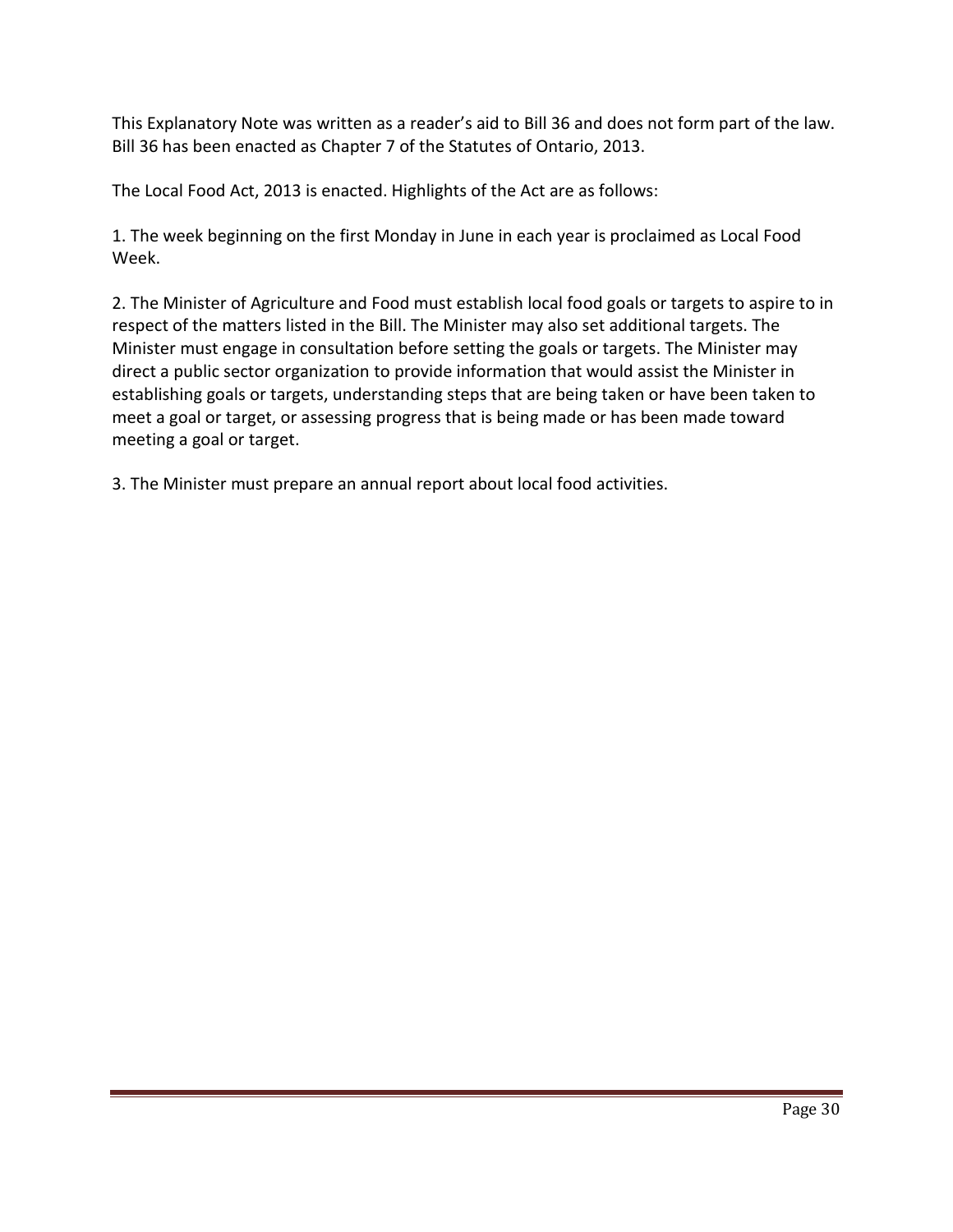This Explanatory Note was written as a reader's aid to Bill 36 and does not form part of the law. Bill 36 has been enacted as Chapter 7 of the Statutes of Ontario, 2013.

The Local Food Act, 2013 is enacted. Highlights of the Act are as follows:

1. The week beginning on the first Monday in June in each year is proclaimed as Local Food Week.

2. The Minister of Agriculture and Food must establish local food goals or targets to aspire to in respect of the matters listed in the Bill. The Minister may also set additional targets. The Minister must engage in consultation before setting the goals or targets. The Minister may direct a public sector organization to provide information that would assist the Minister in establishing goals or targets, understanding steps that are being taken or have been taken to meet a goal or target, or assessing progress that is being made or has been made toward meeting a goal or target.

3. The Minister must prepare an annual report about local food activities.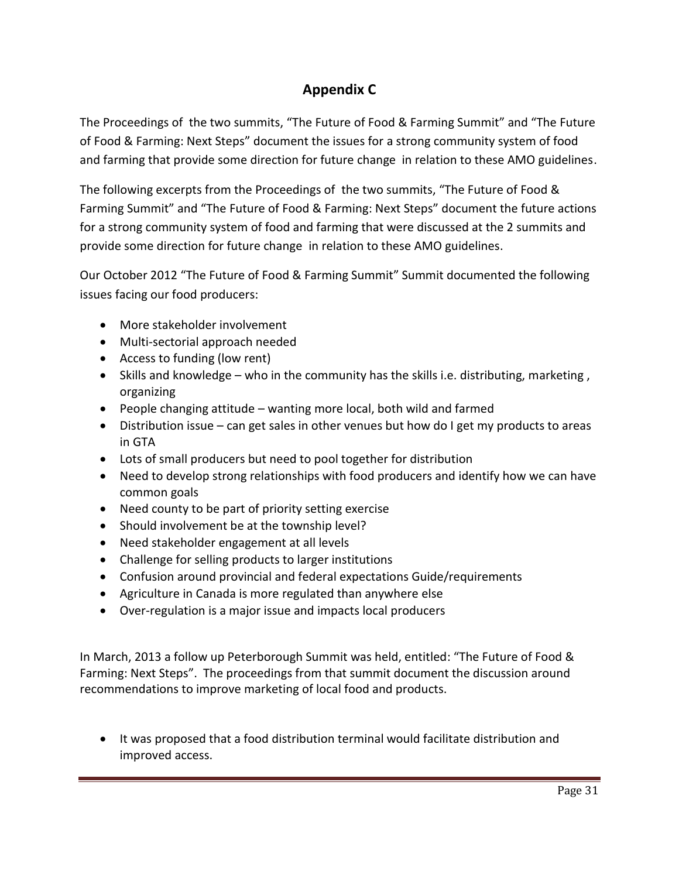# Appendix C

The Proceedings of the two summits, "The Future of Food & Farming Summit" and "The Future of Food & Farming: Next Steps" document the issues for a strong community system of food and farming that provide some direction for future change in relation to these AMO guidelines.

The following excerpts from the Proceedings of the two summits, "The Future of Food & Farming Summit" and "The Future of Food & Farming: Next Steps" document the future actions for a strong community system of food and farming that were discussed at the 2 summits and provide some direction for future change in relation to these AMO guidelines.

Our October 2012 "The Future of Food & Farming Summit" Summit documented the following issues facing our food producers:

- More stakeholder involvement
- Multi-sectorial approach needed
- Access to funding (low rent)
- Skills and knowledge – who in the community has the skills i.e. distributing, marketing , organizing
- People changing attitude – wanting more local, both wild and farmed
- Distribution issue – can get sales in other venues but how do I get my products to areas in GTA
- Lots of small producers but need to pool together for distribution
- Need to develop strong relationships with food producers and identify how we can have common goals
- Need county to be part of priority setting exercise
- Should involvement be at the township level?
- Need stakeholder engagement at all levels
- Challenge for selling products to larger institutions
- Confusion around provincial and federal expectations Guide/requirements
- Agriculture in Canada is more regulated than anywhere else
- Over-regulation is a major issue and impacts local producers

In March, 2013 a follow up Peterborough Summit was held, entitled: "The Future of Food & Farming: Next Steps". The proceedings from that summit document the discussion around recommendations to improve marketing of local food and products.

- It was proposed that a food distribution terminal would facilitate distribution and improved access.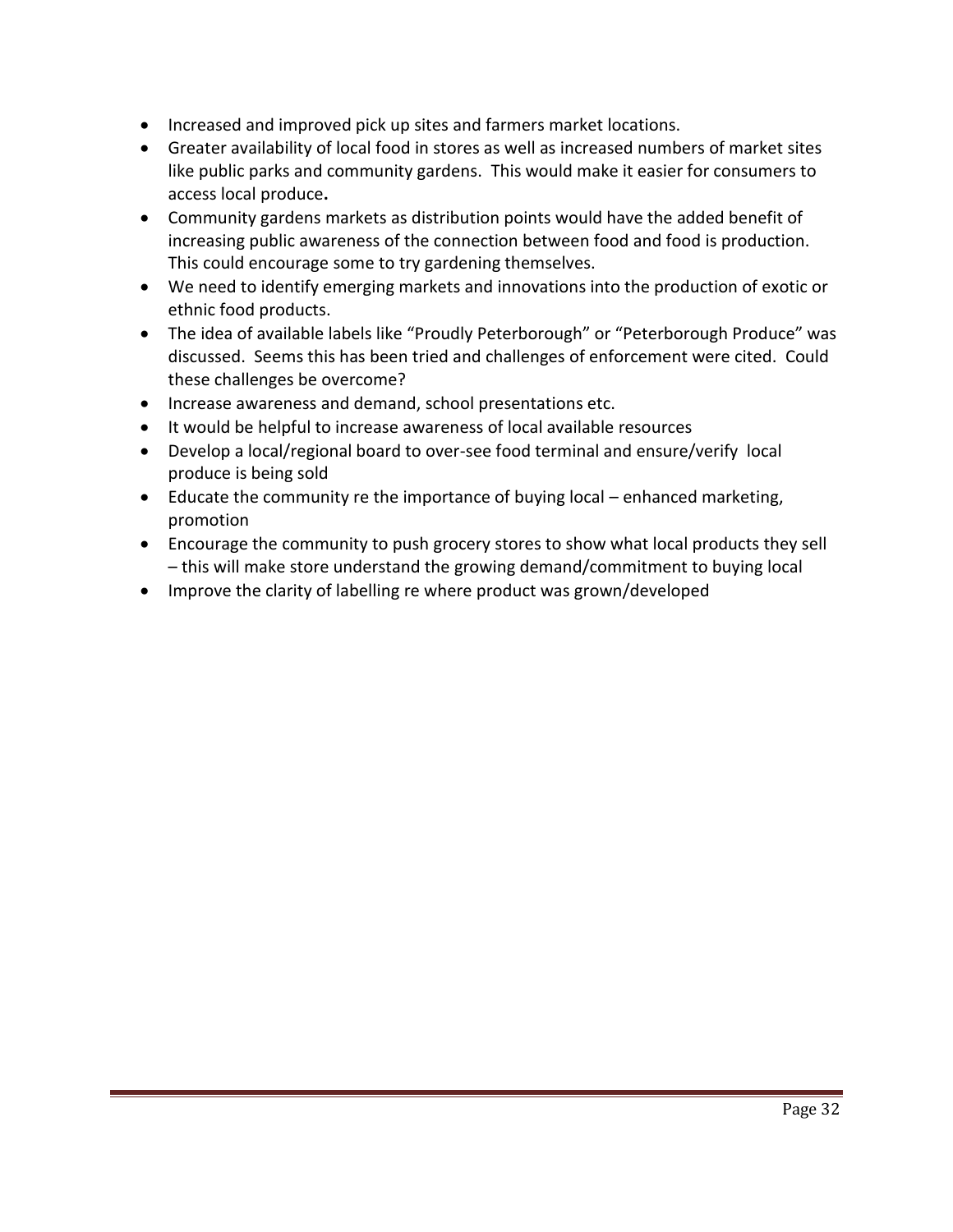- Increased and improved pick up sites and farmers market locations.
- Greater availability of local food in stores as well as increased numbers of market sites like public parks and community gardens. This would make it easier for consumers to access local produce**.**
- Community gardens markets as distribution points would have the added benefit of increasing public awareness of the connection between food and food is production. This could encourage some to try gardening themselves.
- We need to identify emerging markets and innovations into the production of exotic or ethnic food products.
- The idea of available labels like "Proudly Peterborough" or "Peterborough Produce" was discussed. Seems this has been tried and challenges of enforcement were cited. Could these challenges be overcome?
- Increase awareness and demand, school presentations etc.
- It would be helpful to increase awareness of local available resources
- Develop a local/regional board to over-see food terminal and ensure/verify local produce is being sold
- Educate the community re the importance of buying local – enhanced marketing, promotion
- Encourage the community to push grocery stores to show what local products they sell – this will make store understand the growing demand/commitment to buying local
- Improve the clarity of labelling re where product was grown/developed